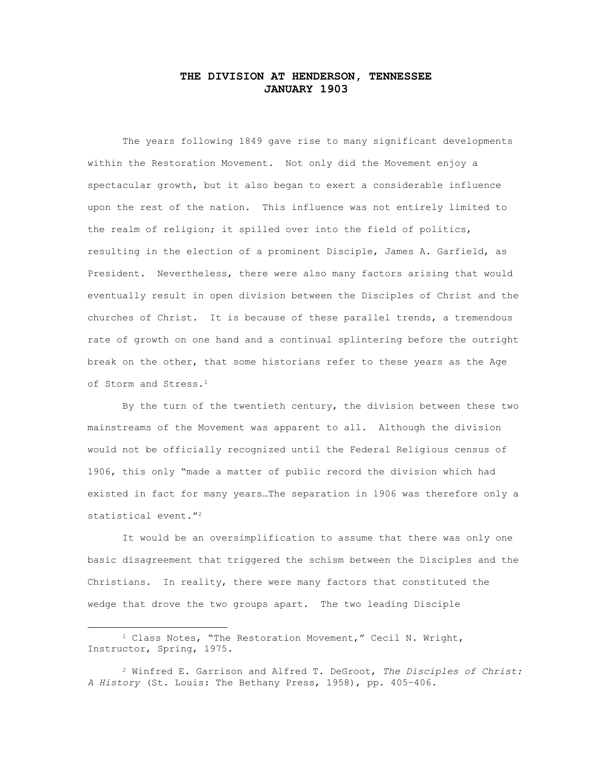# THE DIVISION AT HENDERSON, TENNESSEE
# JANUARY 1903

The years following 1849 gave rise to many significant developments within the Restoration Movement. Not only did the Movement enjoy a spectacular growth, but it also began to exert a considerable influence upon the rest of the nation. This influence was not entirely limited to the realm of religion; it spilled over into the field of politics, resulting in the election of a prominent Disciple, James A. Garfield, as President. Nevertheless, there were also many factors arising that would eventually result in open division between the Disciples of Christ and the churches of Christ. It is because of these parallel trends, a tremendous rate of growth on one hand and a continual splintering before the outright break on the other, that some historians refer to these years as the Age of Storm and Stress.[1]

By the turn of the twentieth century, the division between these two mainstreams of the Movement was apparent to all. Although the division would not be officially recognized until the Federal Religious census of 1906, this only "made a matter of public record the division which had existed in fact for many years…The separation in 1906 was therefore only a statistical event."[2]

It would be an oversimplification to assume that there was only one basic disagreement that triggered the schism between the Disciples and the Christians. In reality, there were many factors that constituted the wedge that drove the two groups apart. The two leading Disciple

---

[1] Class Notes, "The Restoration Movement," Cecil N. Wright, Instructor, Spring, 1975.

[2] Winfred E. Garrison and Alfred T. DeGroot, *The Disciples of Christ: A History* (St. Louis: The Bethany Press, 1958), pp. 405-406.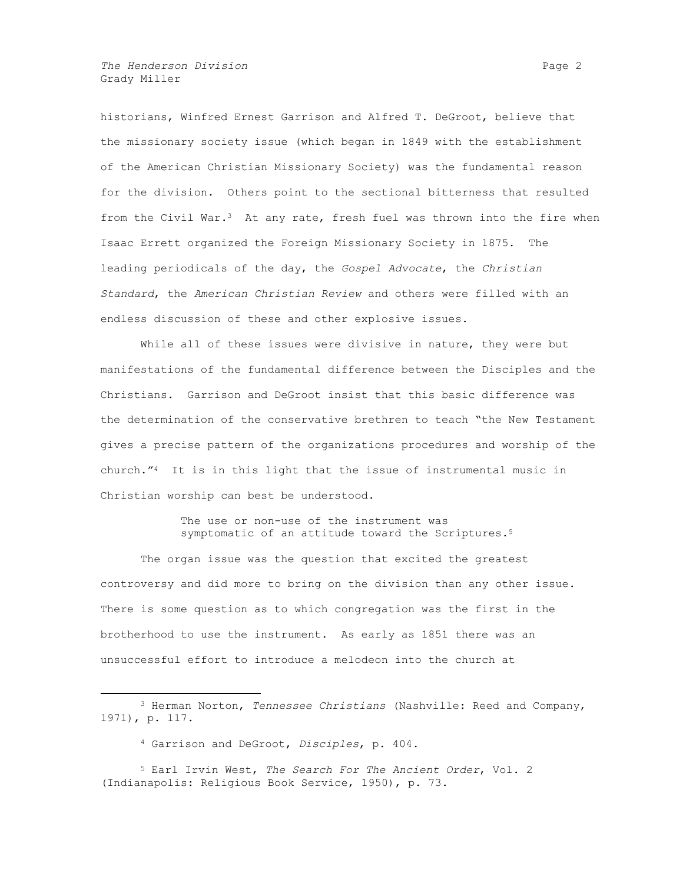historians, Winfred Ernest Garrison and Alfred T. DeGroot, believe that the missionary society issue (which began in 1849 with the establishment of the American Christian Missionary Society) was the fundamental reason for the division. Others point to the sectional bitterness that resulted from the Civil War.[3] At any rate, fresh fuel was thrown into the fire when Isaac Errett organized the Foreign Missionary Society in 1875. The leading periodicals of the day, the *Gospel Advocate*, the *Christian Standard*, the *American Christian Review* and others were filled with an endless discussion of these and other explosive issues.

While all of these issues were divisive in nature, they were but manifestations of the fundamental difference between the Disciples and the Christians. Garrison and DeGroot insist that this basic difference was the determination of the conservative brethren to teach "the New Testament gives a precise pattern of the organizations procedures and worship of the church."[4] It is in this light that the issue of instrumental music in Christian worship can best be understood.

> The use or non-use of the instrument was symptomatic of an attitude toward the Scriptures.[5]

The organ issue was the question that excited the greatest controversy and did more to bring on the division than any other issue. There is some question as to which congregation was the first in the brotherhood to use the instrument. As early as 1851 there was an unsuccessful effort to introduce a melodeon into the church at

---

[3] Herman Norton, *Tennessee Christians* (Nashville: Reed and Company, 1971), p. 117.

[4] Garrison and DeGroot, *Disciples*, p. 404.

[5] Earl Irvin West, *The Search For The Ancient Order*, Vol. 2 (Indianapolis: Religious Book Service, 1950), p. 73.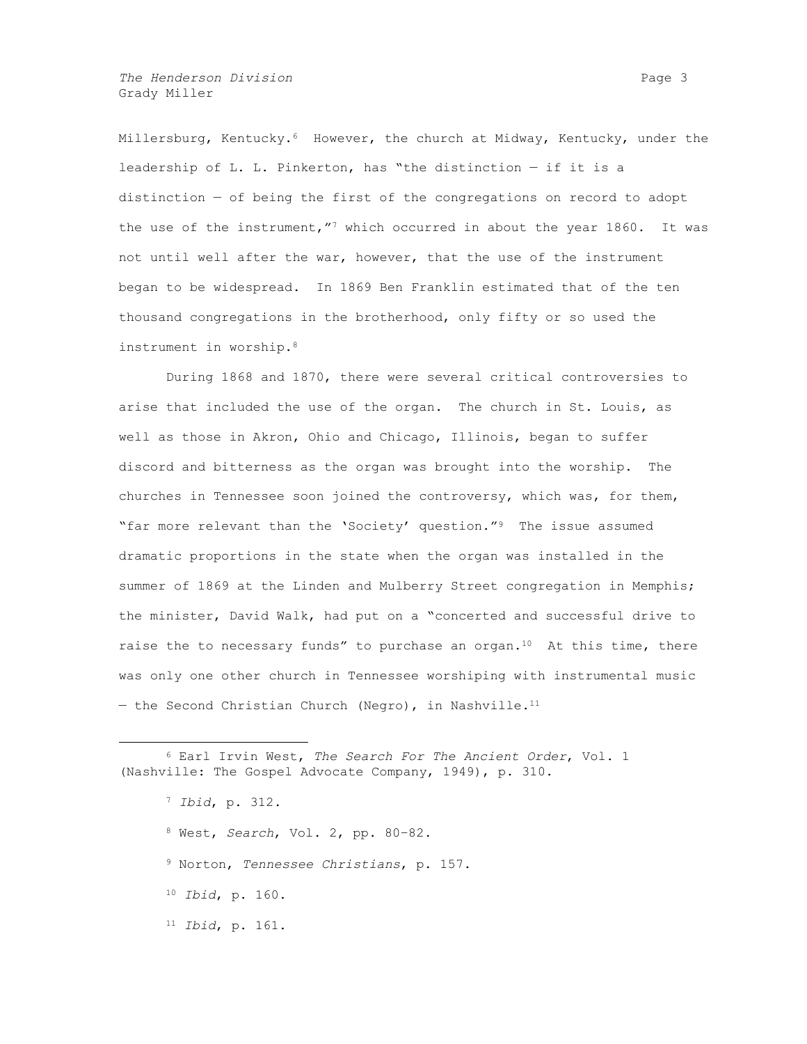Millersburg, Kentucky.[6] However, the church at Midway, Kentucky, under the leadership of L. L. Pinkerton, has "the distinction — if it is a distinction — of being the first of the congregations on record to adopt the use of the instrument,"[7] which occurred in about the year 1860. It was not until well after the war, however, that the use of the instrument began to be widespread. In 1869 Ben Franklin estimated that of the ten thousand congregations in the brotherhood, only fifty or so used the instrument in worship.[8]

During 1868 and 1870, there were several critical controversies to arise that included the use of the organ. The church in St. Louis, as well as those in Akron, Ohio and Chicago, Illinois, began to suffer discord and bitterness as the organ was brought into the worship. The churches in Tennessee soon joined the controversy, which was, for them, "far more relevant than the 'Society' question."[9] The issue assumed dramatic proportions in the state when the organ was installed in the summer of 1869 at the Linden and Mulberry Street congregation in Memphis; the minister, David Walk, had put on a "concerted and successful drive to raise the to necessary funds" to purchase an organ.[10] At this time, there was only one other church in Tennessee worshiping with instrumental music — the Second Christian Church (Negro), in Nashville.[11]

---

[6] Earl Irvin West, *The Search For The Ancient Order*, Vol. 1 (Nashville: The Gospel Advocate Company, 1949), p. 310.

[7] *Ibid*, p. 312.

[8] West, *Search*, Vol. 2, pp. 80-82.

[9] Norton, *Tennessee Christians*, p. 157.

[10] *Ibid*, p. 160.

[11] *Ibid*, p. 161.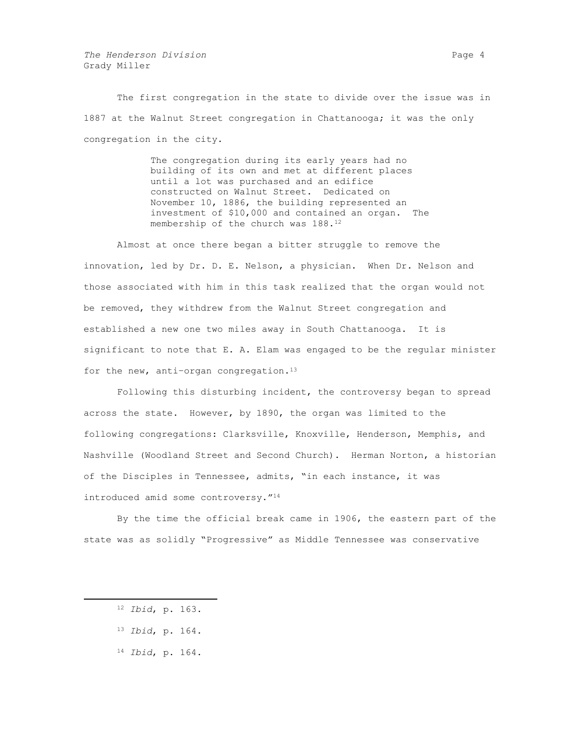The first congregation in the state to divide over the issue was in 1887 at the Walnut Street congregation in Chattanooga; it was the only congregation in the city.

> The congregation during its early years had no building of its own and met at different places until a lot was purchased and an edifice constructed on Walnut Street. Dedicated on November 10, 1886, the building represented an investment of $10,000 and contained an organ. The membership of the church was 188.[12]

Almost at once there began a bitter struggle to remove the innovation, led by Dr. D. E. Nelson, a physician. When Dr. Nelson and those associated with him in this task realized that the organ would not be removed, they withdrew from the Walnut Street congregation and established a new one two miles away in South Chattanooga. It is significant to note that E. A. Elam was engaged to be the regular minister for the new, anti-organ congregation.[13]

Following this disturbing incident, the controversy began to spread across the state. However, by 1890, the organ was limited to the following congregations: Clarksville, Knoxville, Henderson, Memphis, and Nashville (Woodland Street and Second Church). Herman Norton, a historian of the Disciples in Tennessee, admits, "in each instance, it was introduced amid some controversy."[14]

By the time the official break came in 1906, the eastern part of the state was as solidly "Progressive" as Middle Tennessee was conservative

---

[12] *Ibid*, p. 163.

[13] *Ibid*, p. 164.

[14] *Ibid*, p. 164.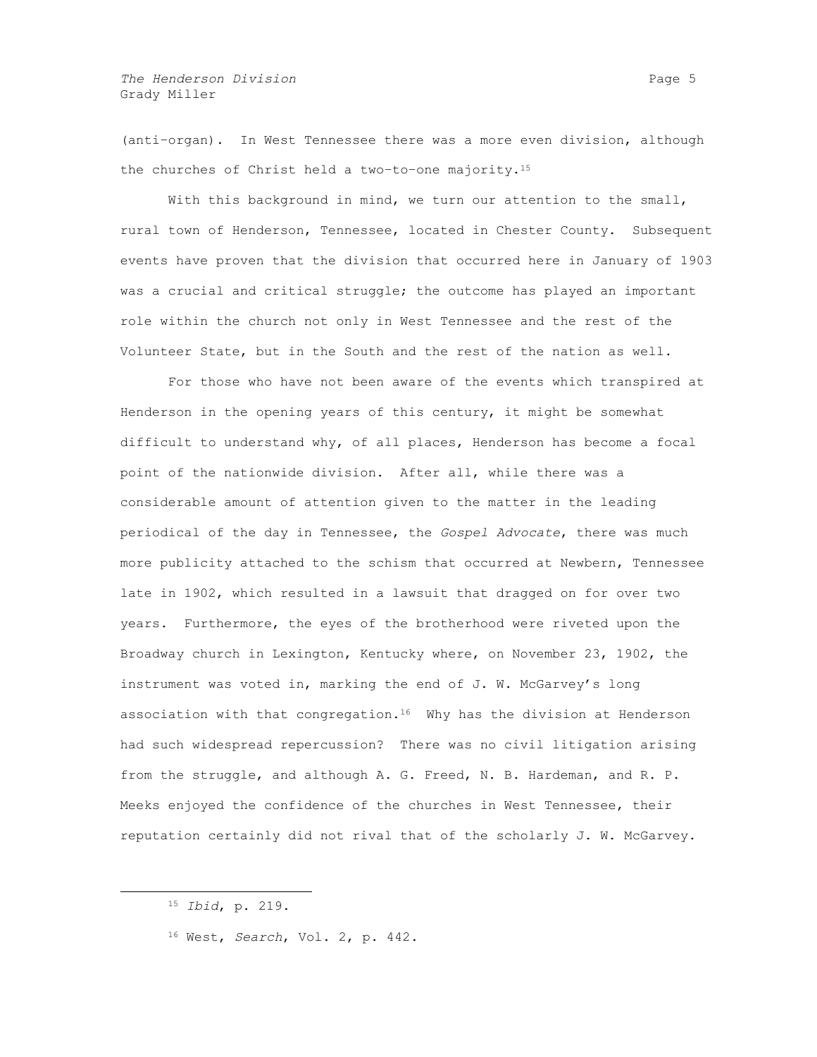(anti-organ). In West Tennessee there was a more even division, although the churches of Christ held a two-to-one majority.[15]

With this background in mind, we turn our attention to the small, rural town of Henderson, Tennessee, located in Chester County. Subsequent events have proven that the division that occurred here in January of 1903 was a crucial and critical struggle; the outcome has played an important role within the church not only in West Tennessee and the rest of the Volunteer State, but in the South and the rest of the nation as well.

For those who have not been aware of the events which transpired at Henderson in the opening years of this century, it might be somewhat difficult to understand why, of all places, Henderson has become a focal point of the nationwide division. After all, while there was a considerable amount of attention given to the matter in the leading periodical of the day in Tennessee, the *Gospel Advocate*, there was much more publicity attached to the schism that occurred at Newbern, Tennessee late in 1902, which resulted in a lawsuit that dragged on for over two years. Furthermore, the eyes of the brotherhood were riveted upon the Broadway church in Lexington, Kentucky where, on November 23, 1902, the instrument was voted in, marking the end of J. W. McGarvey's long association with that congregation.[16] Why has the division at Henderson had such widespread repercussion? There was no civil litigation arising from the struggle, and although A. G. Freed, N. B. Hardeman, and R. P. Meeks enjoyed the confidence of the churches in West Tennessee, their reputation certainly did not rival that of the scholarly J. W. McGarvey.

---

[15] *Ibid*, p. 219.

[16] West, *Search*, Vol. 2, p. 442.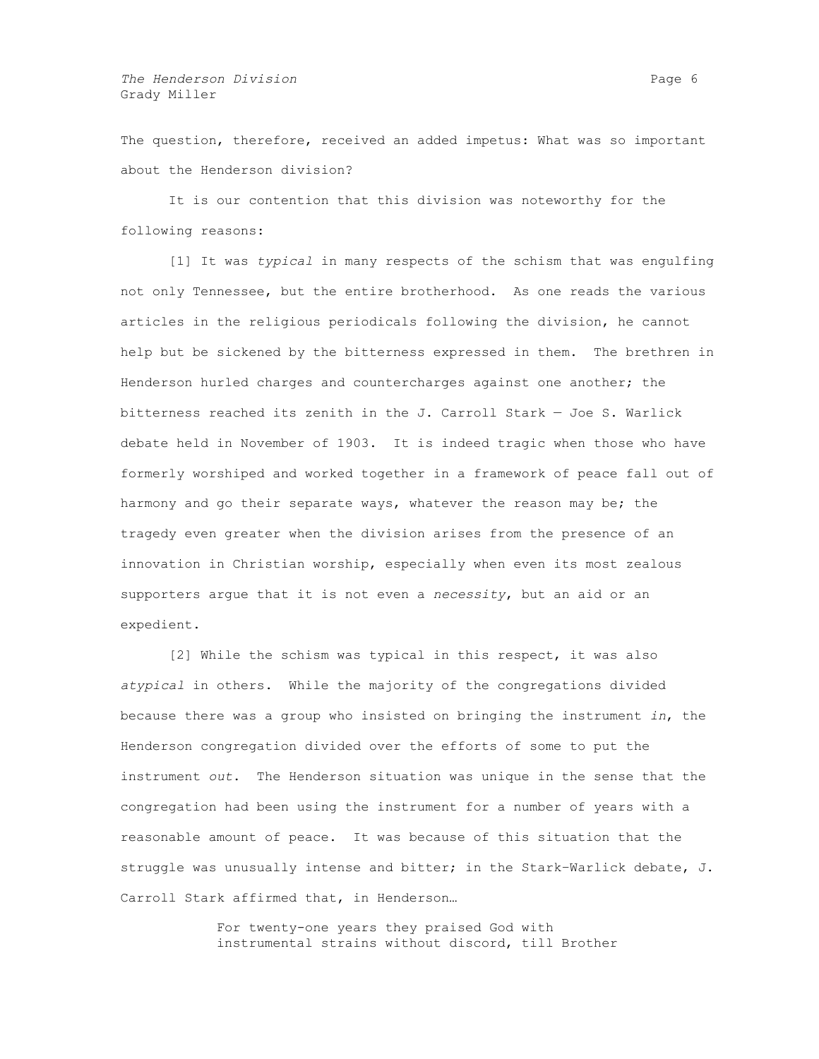The question, therefore, received an added impetus: What was so important about the Henderson division?

It is our contention that this division was noteworthy for the following reasons:

[1] It was *typical* in many respects of the schism that was engulfing not only Tennessee, but the entire brotherhood. As one reads the various articles in the religious periodicals following the division, he cannot help but be sickened by the bitterness expressed in them. The brethren in Henderson hurled charges and countercharges against one another; the bitterness reached its zenith in the J. Carroll Stark — Joe S. Warlick debate held in November of 1903. It is indeed tragic when those who have formerly worshiped and worked together in a framework of peace fall out of harmony and go their separate ways, whatever the reason may be; the tragedy even greater when the division arises from the presence of an innovation in Christian worship, especially when even its most zealous supporters argue that it is not even a *necessity*, but an aid or an expedient.

[2] While the schism was typical in this respect, it was also *atypical* in others. While the majority of the congregations divided because there was a group who insisted on bringing the instrument *in*, the Henderson congregation divided over the efforts of some to put the instrument *out*. The Henderson situation was unique in the sense that the congregation had been using the instrument for a number of years with a reasonable amount of peace. It was because of this situation that the struggle was unusually intense and bitter; in the Stark-Warlick debate, J. Carroll Stark affirmed that, in Henderson…

> For twenty-one years they praised God with instrumental strains without discord, till Brother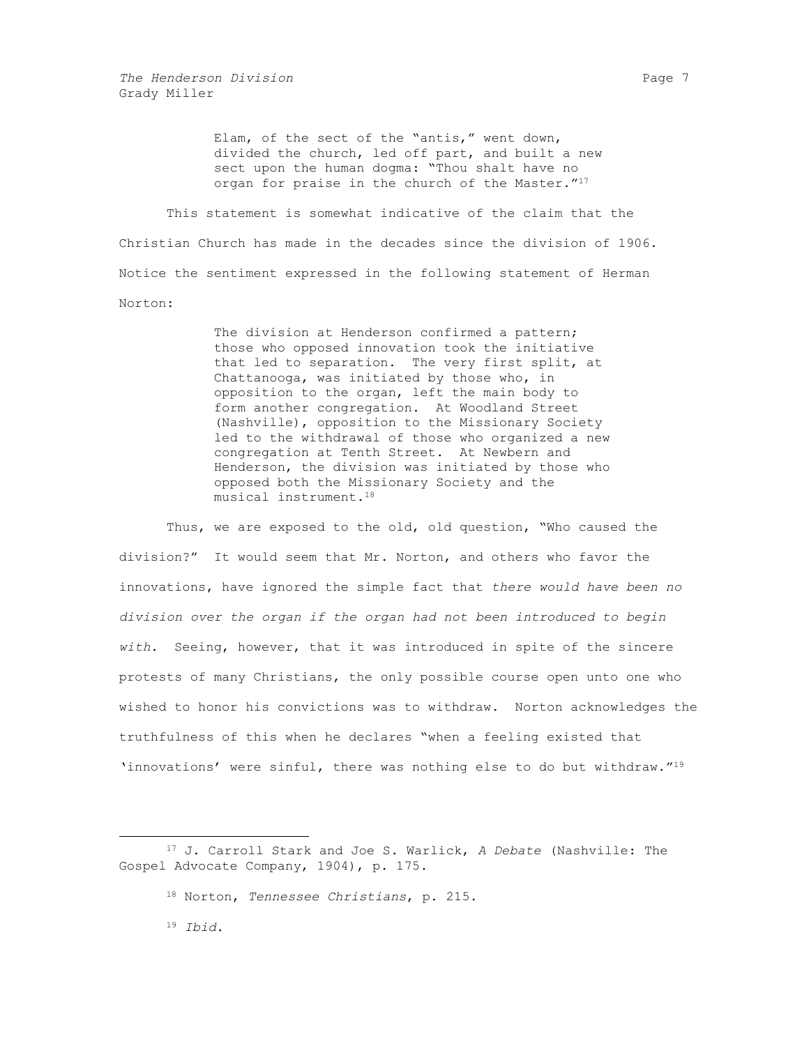> Elam, of the sect of the "antis," went down, divided the church, led off part, and built a new sect upon the human dogma: "Thou shalt have no organ for praise in the church of the Master."[17]

This statement is somewhat indicative of the claim that the Christian Church has made in the decades since the division of 1906. Notice the sentiment expressed in the following statement of Herman Norton:

> The division at Henderson confirmed a pattern; those who opposed innovation took the initiative that led to separation. The very first split, at Chattanooga, was initiated by those who, in opposition to the organ, left the main body to form another congregation. At Woodland Street (Nashville), opposition to the Missionary Society led to the withdrawal of those who organized a new congregation at Tenth Street. At Newbern and Henderson, the division was initiated by those who opposed both the Missionary Society and the musical instrument.[18]

Thus, we are exposed to the old, old question, "Who caused the division?" It would seem that Mr. Norton, and others who favor the innovations, have ignored the simple fact that *there would have been no division over the organ if the organ had not been introduced to begin with.* Seeing, however, that it was introduced in spite of the sincere protests of many Christians, the only possible course open unto one who wished to honor his convictions was to withdraw. Norton acknowledges the truthfulness of this when he declares "when a feeling existed that 'innovations' were sinful, there was nothing else to do but withdraw."[19]

---

[17] J. Carroll Stark and Joe S. Warlick, *A Debate* (Nashville: The Gospel Advocate Company, 1904), p. 175.

[18] Norton, *Tennessee Christians*, p. 215.

[19] *Ibid.*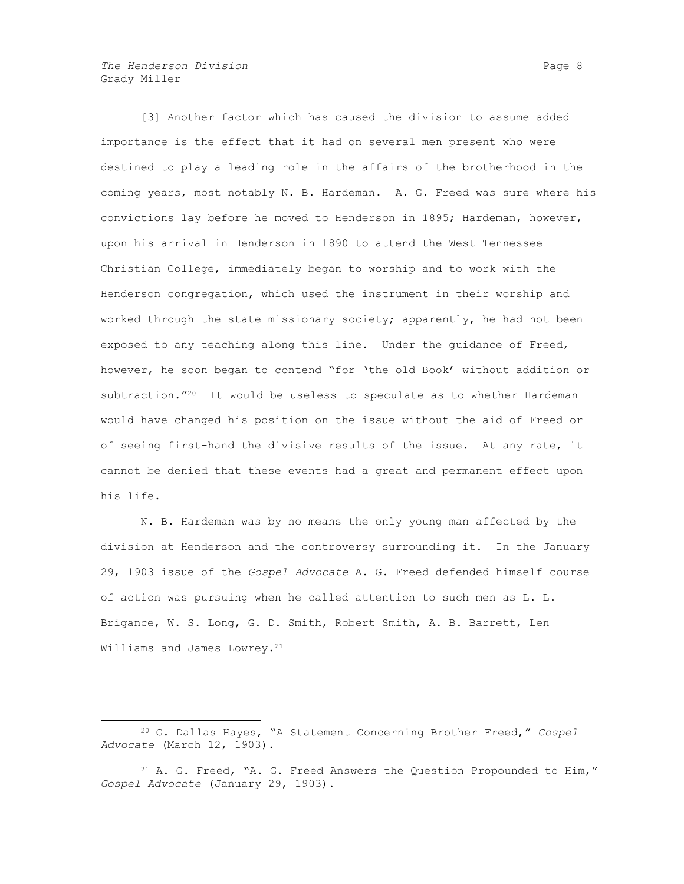[3] Another factor which has caused the division to assume added importance is the effect that it had on several men present who were destined to play a leading role in the affairs of the brotherhood in the coming years, most notably N. B. Hardeman. A. G. Freed was sure where his convictions lay before he moved to Henderson in 1895; Hardeman, however, upon his arrival in Henderson in 1890 to attend the West Tennessee Christian College, immediately began to worship and to work with the Henderson congregation, which used the instrument in their worship and worked through the state missionary society; apparently, he had not been exposed to any teaching along this line. Under the guidance of Freed, however, he soon began to contend "for 'the old Book' without addition or subtraction."[20] It would be useless to speculate as to whether Hardeman would have changed his position on the issue without the aid of Freed or of seeing first-hand the divisive results of the issue. At any rate, it cannot be denied that these events had a great and permanent effect upon his life.

N. B. Hardeman was by no means the only young man affected by the division at Henderson and the controversy surrounding it. In the January 29, 1903 issue of the *Gospel Advocate* A. G. Freed defended himself course of action was pursuing when he called attention to such men as L. L. Brigance, W. S. Long, G. D. Smith, Robert Smith, A. B. Barrett, Len Williams and James Lowrey.[21]

---

[20] G. Dallas Hayes, "A Statement Concerning Brother Freed," *Gospel Advocate* (March 12, 1903).

[21] A. G. Freed, "A. G. Freed Answers the Question Propounded to Him," *Gospel Advocate* (January 29, 1903).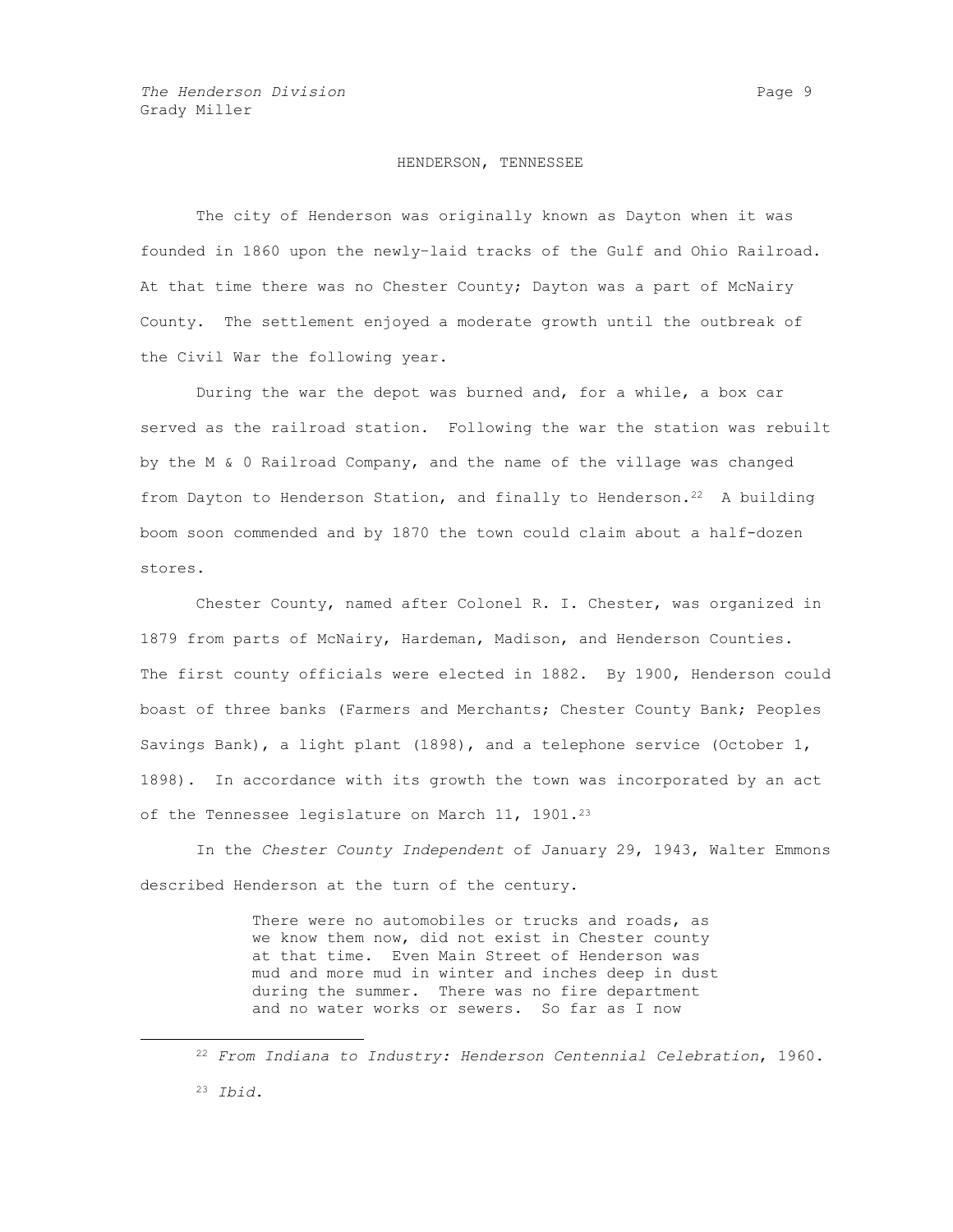## HENDERSON, TENNESSEE

The city of Henderson was originally known as Dayton when it was founded in 1860 upon the newly-laid tracks of the Gulf and Ohio Railroad. At that time there was no Chester County; Dayton was a part of McNairy County. The settlement enjoyed a moderate growth until the outbreak of the Civil War the following year.

During the war the depot was burned and, for a while, a box car served as the railroad station. Following the war the station was rebuilt by the M & O Railroad Company, and the name of the village was changed from Dayton to Henderson Station, and finally to Henderson.[22] A building boom soon commended and by 1870 the town could claim about a half-dozen stores.

Chester County, named after Colonel R. I. Chester, was organized in 1879 from parts of McNairy, Hardeman, Madison, and Henderson Counties. The first county officials were elected in 1882. By 1900, Henderson could boast of three banks (Farmers and Merchants; Chester County Bank; Peoples Savings Bank), a light plant (1898), and a telephone service (October 1, 1898). In accordance with its growth the town was incorporated by an act of the Tennessee legislature on March 11, 1901.[23]

In the *Chester County Independent* of January 29, 1943, Walter Emmons described Henderson at the turn of the century.

> There were no automobiles or trucks and roads, as we know them now, did not exist in Chester county at that time. Even Main Street of Henderson was mud and more mud in winter and inches deep in dust during the summer. There was no fire department and no water works or sewers. So far as I now

---

[22] *From Indiana to Industry: Henderson Centennial Celebration*, 1960.

[23] *Ibid*.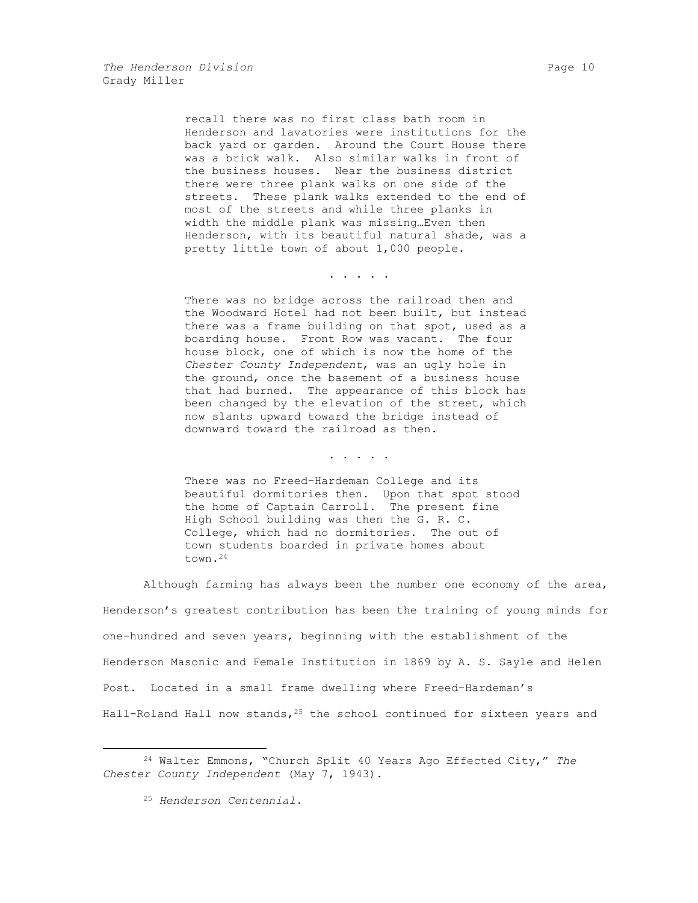> recall there was no first class bath room in Henderson and lavatories were institutions for the back yard or garden. Around the Court House there was a brick walk. Also similar walks in front of the business houses. Near the business district there were three plank walks on one side of the streets. These plank walks extended to the end of most of the streets and while three planks in width the middle plank was missing…Even then Henderson, with its beautiful natural shade, was a pretty little town of about 1,000 people.
>
> . . . . .
>
> There was no bridge across the railroad then and the Woodward Hotel had not been built, but instead there was a frame building on that spot, used as a boarding house. Front Row was vacant. The four house block, one of which is now the home of the *Chester County Independent*, was an ugly hole in the ground, once the basement of a business house that had burned. The appearance of this block has been changed by the elevation of the street, which now slants upward toward the bridge instead of downward toward the railroad as then.
>
> . . . . .
>
> There was no Freed-Hardeman College and its beautiful dormitories then. Upon that spot stood the home of Captain Carroll. The present fine High School building was then the G. R. C. College, which had no dormitories. The out of town students boarded in private homes about town.[24]

Although farming has always been the number one economy of the area, Henderson's greatest contribution has been the training of young minds for one-hundred and seven years, beginning with the establishment of the Henderson Masonic and Female Institution in 1869 by A. S. Sayle and Helen Post. Located in a small frame dwelling where Freed-Hardeman's Hall-Roland Hall now stands,[25] the school continued for sixteen years and

---

[24] Walter Emmons, "Church Split 40 Years Ago Effected City," *The Chester County Independent* (May 7, 1943).

[25] *Henderson Centennial*.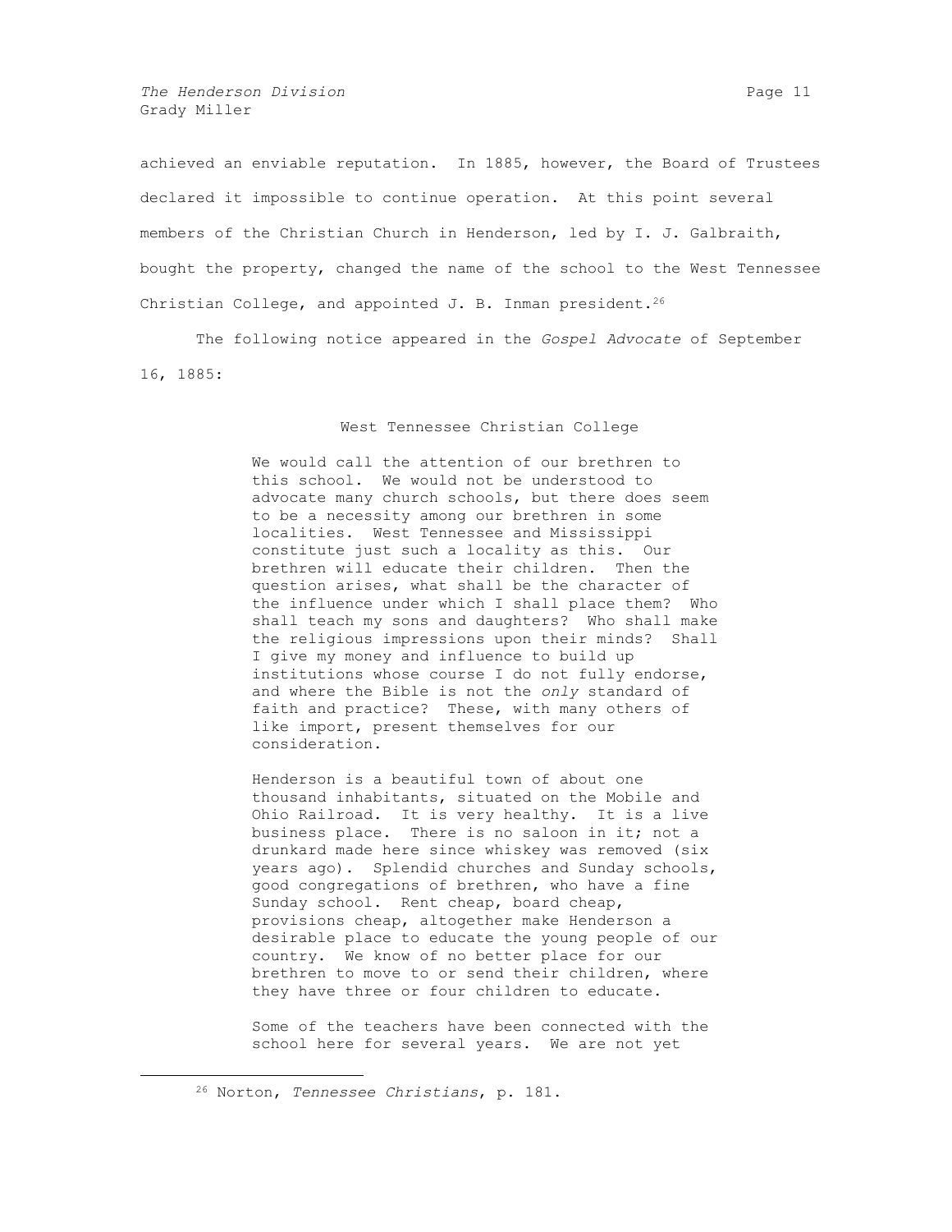achieved an enviable reputation. In 1885, however, the Board of Trustees declared it impossible to continue operation. At this point several members of the Christian Church in Henderson, led by I. J. Galbraith, bought the property, changed the name of the school to the West Tennessee Christian College, and appointed J. B. Inman president.[26]

The following notice appeared in the *Gospel Advocate* of September 16, 1885:

> West Tennessee Christian College
>
> We would call the attention of our brethren to this school. We would not be understood to advocate many church schools, but there does seem to be a necessity among our brethren in some localities. West Tennessee and Mississippi constitute just such a locality as this. Our brethren will educate their children. Then the question arises, what shall be the character of the influence under which I shall place them? Who shall teach my sons and daughters? Who shall make the religious impressions upon their minds? Shall I give my money and influence to build up institutions whose course I do not fully endorse, and where the Bible is not the *only* standard of faith and practice? These, with many others of like import, present themselves for our consideration.
>
> Henderson is a beautiful town of about one thousand inhabitants, situated on the Mobile and Ohio Railroad. It is very healthy. It is a live business place. There is no saloon in it; not a drunkard made here since whiskey was removed (six years ago). Splendid churches and Sunday schools, good congregations of brethren, who have a fine Sunday school. Rent cheap, board cheap, provisions cheap, altogether make Henderson a desirable place to educate the young people of our country. We know of no better place for our brethren to move to or send their children, where they have three or four children to educate.
>
> Some of the teachers have been connected with the school here for several years. We are not yet

---

[26] Norton, *Tennessee Christians*, p. 181.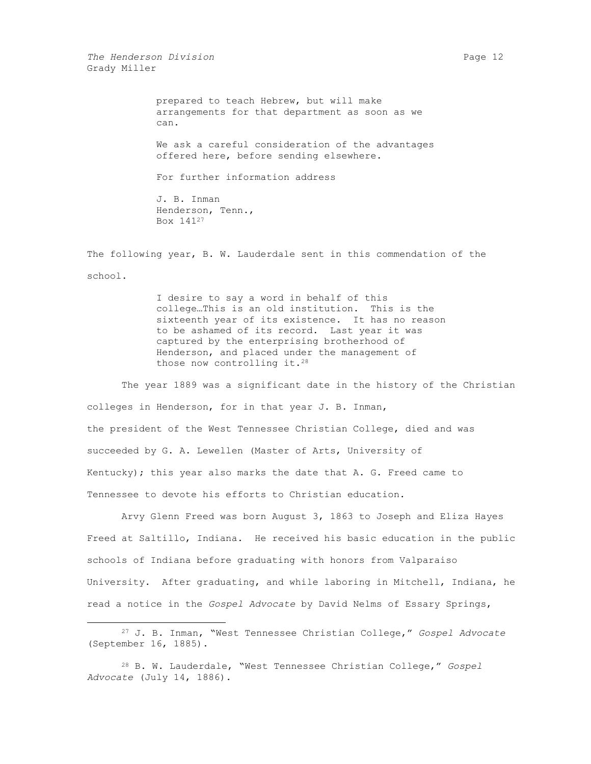> prepared to teach Hebrew, but will make arrangements for that department as soon as we can.
>
> We ask a careful consideration of the advantages offered here, before sending elsewhere.
>
> For further information address
>
> J. B. Inman
> Henderson, Tenn.,
> Box 141[27]

The following year, B. W. Lauderdale sent in this commendation of the school.

> I desire to say a word in behalf of this college…This is an old institution. This is the sixteenth year of its existence. It has no reason to be ashamed of its record. Last year it was captured by the enterprising brotherhood of Henderson, and placed under the management of those now controlling it.[28]

The year 1889 was a significant date in the history of the Christian colleges in Henderson, for in that year J. B. Inman, the president of the West Tennessee Christian College, died and was succeeded by G. A. Lewellen (Master of Arts, University of Kentucky); this year also marks the date that A. G. Freed came to Tennessee to devote his efforts to Christian education.

Arvy Glenn Freed was born August 3, 1863 to Joseph and Eliza Hayes Freed at Saltillo, Indiana. He received his basic education in the public schools of Indiana before graduating with honors from Valparaiso University. After graduating, and while laboring in Mitchell, Indiana, he read a notice in the *Gospel Advocate* by David Nelms of Essary Springs,

---

[27] J. B. Inman, "West Tennessee Christian College," *Gospel Advocate* (September 16, 1885).

[28] B. W. Lauderdale, "West Tennessee Christian College," *Gospel Advocate* (July 14, 1886).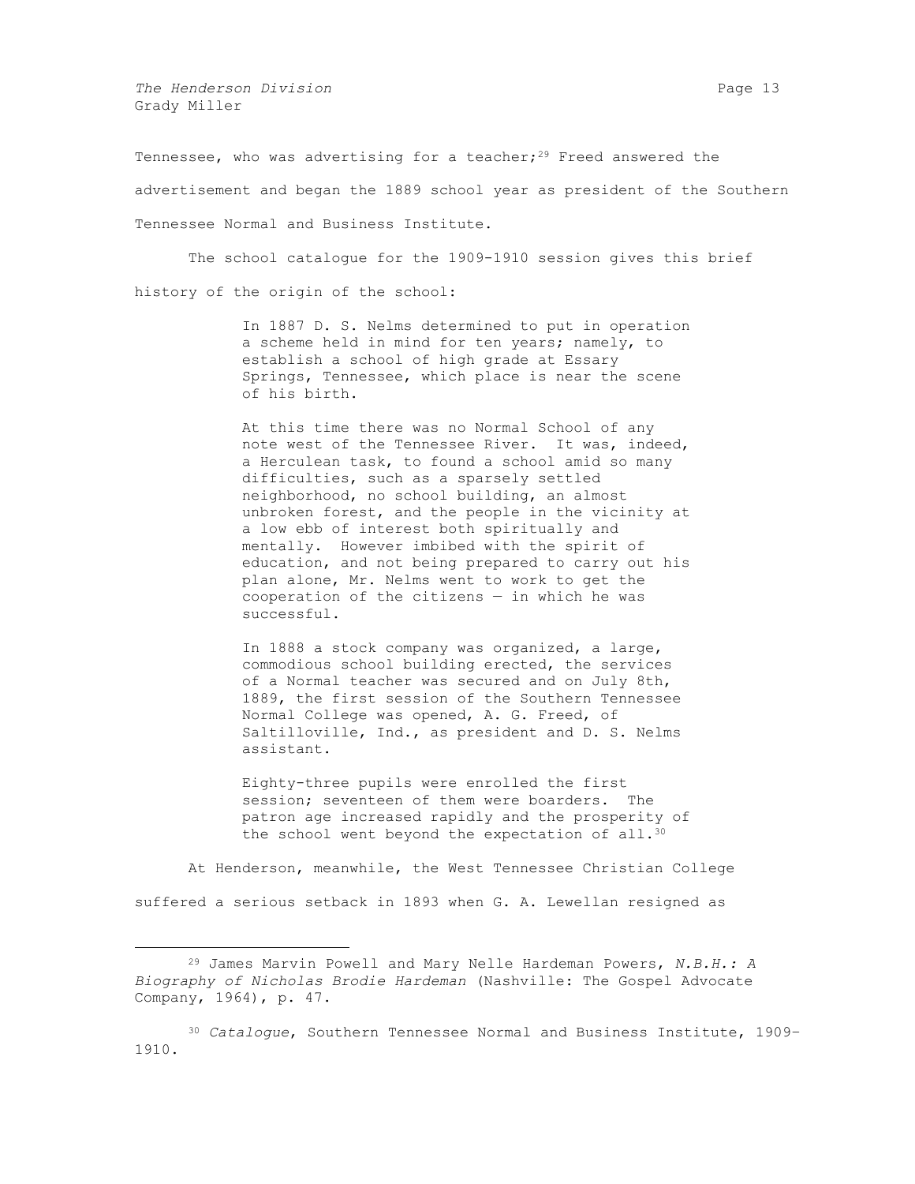Tennessee, who was advertising for a teacher;[29] Freed answered the advertisement and began the 1889 school year as president of the Southern Tennessee Normal and Business Institute.

The school catalogue for the 1909-1910 session gives this brief history of the origin of the school:

> In 1887 D. S. Nelms determined to put in operation a scheme held in mind for ten years; namely, to establish a school of high grade at Essary Springs, Tennessee, which place is near the scene of his birth.
>
> At this time there was no Normal School of any note west of the Tennessee River. It was, indeed, a Herculean task, to found a school amid so many difficulties, such as a sparsely settled neighborhood, no school building, an almost unbroken forest, and the people in the vicinity at a low ebb of interest both spiritually and mentally. However imbibed with the spirit of education, and not being prepared to carry out his plan alone, Mr. Nelms went to work to get the cooperation of the citizens — in which he was successful.
>
> In 1888 a stock company was organized, a large, commodious school building erected, the services of a Normal teacher was secured and on July 8th, 1889, the first session of the Southern Tennessee Normal College was opened, A. G. Freed, of Saltilloville, Ind., as president and D. S. Nelms assistant.
>
> Eighty-three pupils were enrolled the first session; seventeen of them were boarders. The patron age increased rapidly and the prosperity of the school went beyond the expectation of all.[30]

At Henderson, meanwhile, the West Tennessee Christian College suffered a serious setback in 1893 when G. A. Lewellan resigned as

---

[29] James Marvin Powell and Mary Nelle Hardeman Powers, *N.B.H.: A Biography of Nicholas Brodie Hardeman* (Nashville: The Gospel Advocate Company, 1964), p. 47.

[30] *Catalogue*, Southern Tennessee Normal and Business Institute, 1909-1910.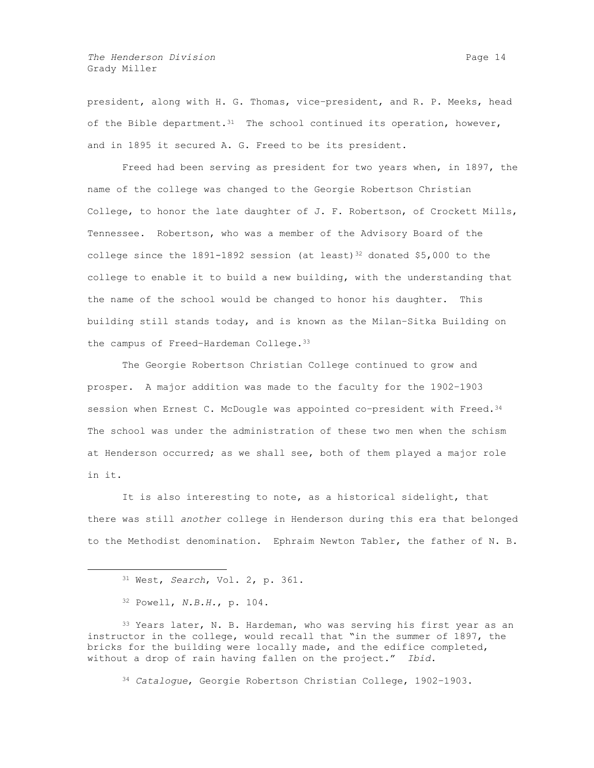president, along with H. G. Thomas, vice-president, and R. P. Meeks, head of the Bible department.[31] The school continued its operation, however, and in 1895 it secured A. G. Freed to be its president.

Freed had been serving as president for two years when, in 1897, the name of the college was changed to the Georgie Robertson Christian College, to honor the late daughter of J. F. Robertson, of Crockett Mills, Tennessee. Robertson, who was a member of the Advisory Board of the college since the 1891-1892 session (at least)[32] donated $5,000 to the college to enable it to build a new building, with the understanding that the name of the school would be changed to honor his daughter. This building still stands today, and is known as the Milan-Sitka Building on the campus of Freed-Hardeman College.[33]

The Georgie Robertson Christian College continued to grow and prosper. A major addition was made to the faculty for the 1902-1903 session when Ernest C. McDougle was appointed co-president with Freed.[34] The school was under the administration of these two men when the schism at Henderson occurred; as we shall see, both of them played a major role in it.

It is also interesting to note, as a historical sidelight, that there was still *another* college in Henderson during this era that belonged to the Methodist denomination. Ephraim Newton Tabler, the father of N. B.

---

[31] West, *Search*, Vol. 2, p. 361.

[32] Powell, *N.B.H.*, p. 104.

[33] Years later, N. B. Hardeman, who was serving his first year as an instructor in the college, would recall that "in the summer of 1897, the bricks for the building were locally made, and the edifice completed, without a drop of rain having fallen on the project." *Ibid*.

[34] *Catalogue*, Georgie Robertson Christian College, 1902-1903.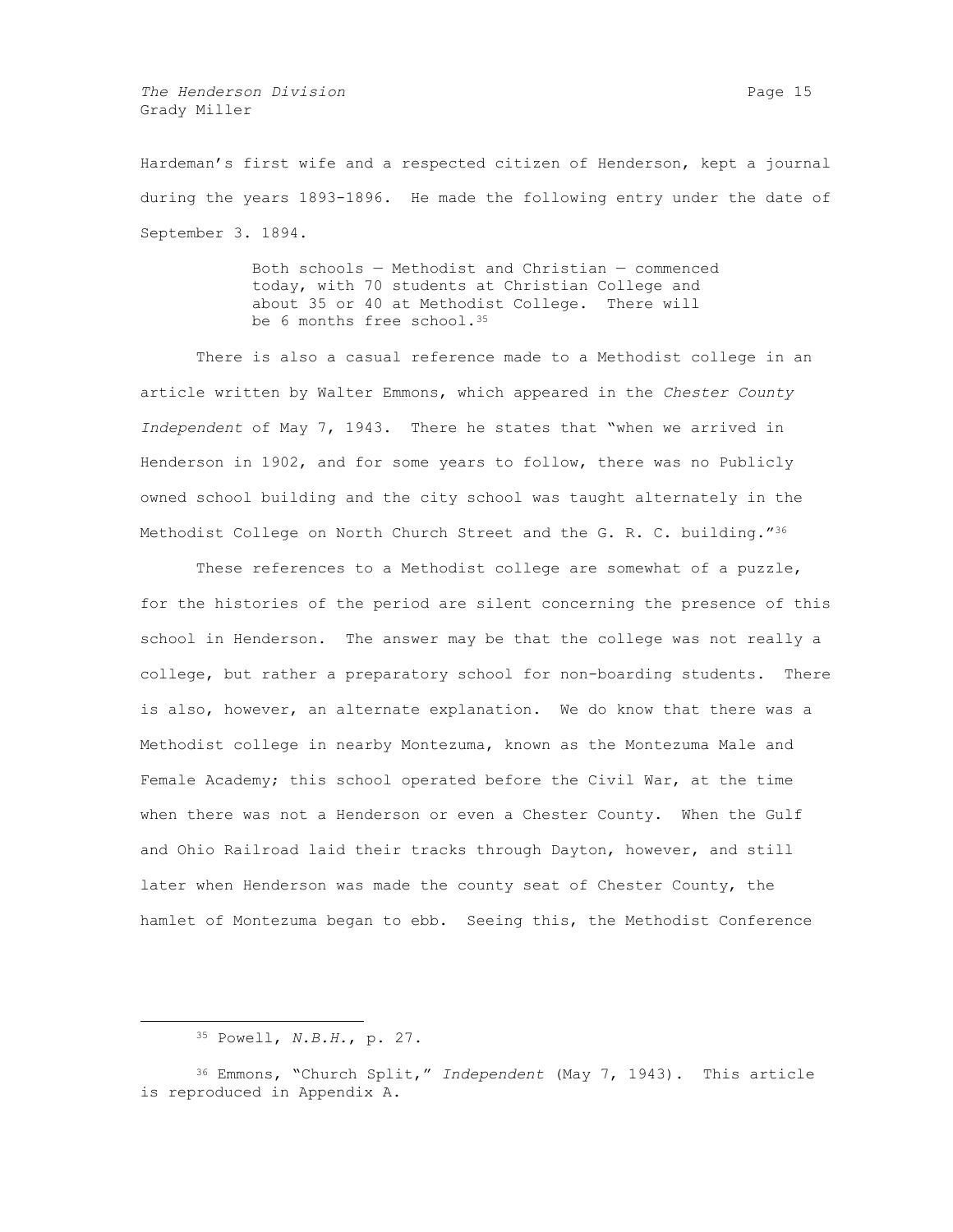Hardeman's first wife and a respected citizen of Henderson, kept a journal during the years 1893-1896. He made the following entry under the date of September 3. 1894.

> Both schools — Methodist and Christian — commenced today, with 70 students at Christian College and about 35 or 40 at Methodist College. There will be 6 months free school.[35]

There is also a casual reference made to a Methodist college in an article written by Walter Emmons, which appeared in the *Chester County Independent* of May 7, 1943. There he states that "when we arrived in Henderson in 1902, and for some years to follow, there was no Publicly owned school building and the city school was taught alternately in the Methodist College on North Church Street and the G. R. C. building."[36]

These references to a Methodist college are somewhat of a puzzle, for the histories of the period are silent concerning the presence of this school in Henderson. The answer may be that the college was not really a college, but rather a preparatory school for non-boarding students. There is also, however, an alternate explanation. We do know that there was a Methodist college in nearby Montezuma, known as the Montezuma Male and Female Academy; this school operated before the Civil War, at the time when there was not a Henderson or even a Chester County. When the Gulf and Ohio Railroad laid their tracks through Dayton, however, and still later when Henderson was made the county seat of Chester County, the hamlet of Montezuma began to ebb. Seeing this, the Methodist Conference

---

[35] Powell, *N.B.H.*, p. 27.

[36] Emmons, "Church Split," *Independent* (May 7, 1943). This article is reproduced in Appendix A.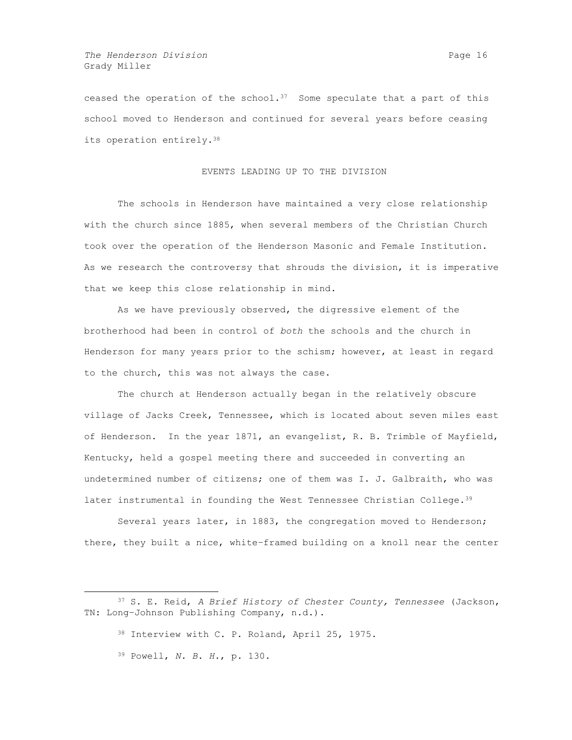ceased the operation of the school.[37] Some speculate that a part of this school moved to Henderson and continued for several years before ceasing its operation entirely.[38]

## EVENTS LEADING UP TO THE DIVISION

The schools in Henderson have maintained a very close relationship with the church since 1885, when several members of the Christian Church took over the operation of the Henderson Masonic and Female Institution. As we research the controversy that shrouds the division, it is imperative that we keep this close relationship in mind.

As we have previously observed, the digressive element of the brotherhood had been in control of *both* the schools and the church in Henderson for many years prior to the schism; however, at least in regard to the church, this was not always the case.

The church at Henderson actually began in the relatively obscure village of Jacks Creek, Tennessee, which is located about seven miles east of Henderson. In the year 1871, an evangelist, R. B. Trimble of Mayfield, Kentucky, held a gospel meeting there and succeeded in converting an undetermined number of citizens; one of them was I. J. Galbraith, who was later instrumental in founding the West Tennessee Christian College.[39]

Several years later, in 1883, the congregation moved to Henderson; there, they built a nice, white-framed building on a knoll near the center

---

[37] S. E. Reid, *A Brief History of Chester County, Tennessee* (Jackson, TN: Long-Johnson Publishing Company, n.d.).

[38] Interview with C. P. Roland, April 25, 1975.

[39] Powell, *N. B. H.*, p. 130.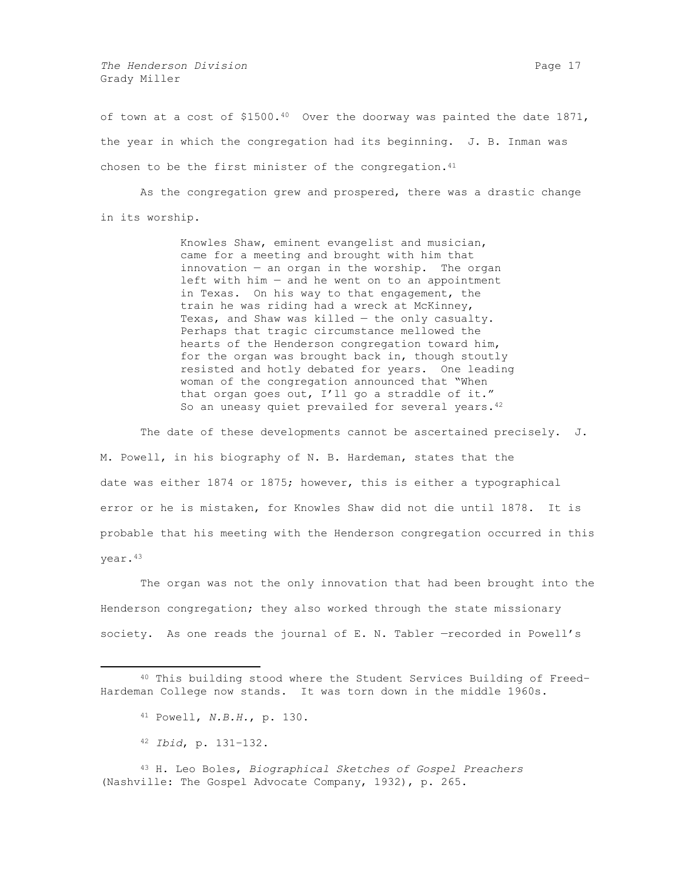of town at a cost of $1500.[40] Over the doorway was painted the date 1871, the year in which the congregation had its beginning. J. B. Inman was chosen to be the first minister of the congregation.[41]

As the congregation grew and prospered, there was a drastic change in its worship.

> Knowles Shaw, eminent evangelist and musician, came for a meeting and brought with him that innovation — an organ in the worship. The organ left with him — and he went on to an appointment in Texas. On his way to that engagement, the train he was riding had a wreck at McKinney, Texas, and Shaw was killed — the only casualty. Perhaps that tragic circumstance mellowed the hearts of the Henderson congregation toward him, for the organ was brought back in, though stoutly resisted and hotly debated for years. One leading woman of the congregation announced that "When that organ goes out, I'll go a straddle of it." So an uneasy quiet prevailed for several years.[42]

The date of these developments cannot be ascertained precisely. J. M. Powell, in his biography of N. B. Hardeman, states that the date was either 1874 or 1875; however, this is either a typographical error or he is mistaken, for Knowles Shaw did not die until 1878. It is probable that his meeting with the Henderson congregation occurred in this year.[43]

The organ was not the only innovation that had been brought into the Henderson congregation; they also worked through the state missionary society. As one reads the journal of E. N. Tabler —recorded in Powell's

---

[40] This building stood where the Student Services Building of Freed-Hardeman College now stands. It was torn down in the middle 1960s.

[41] Powell, *N.B.H.*, p. 130.

[42] *Ibid*, p. 131-132.

[43] H. Leo Boles, *Biographical Sketches of Gospel Preachers* (Nashville: The Gospel Advocate Company, 1932), p. 265.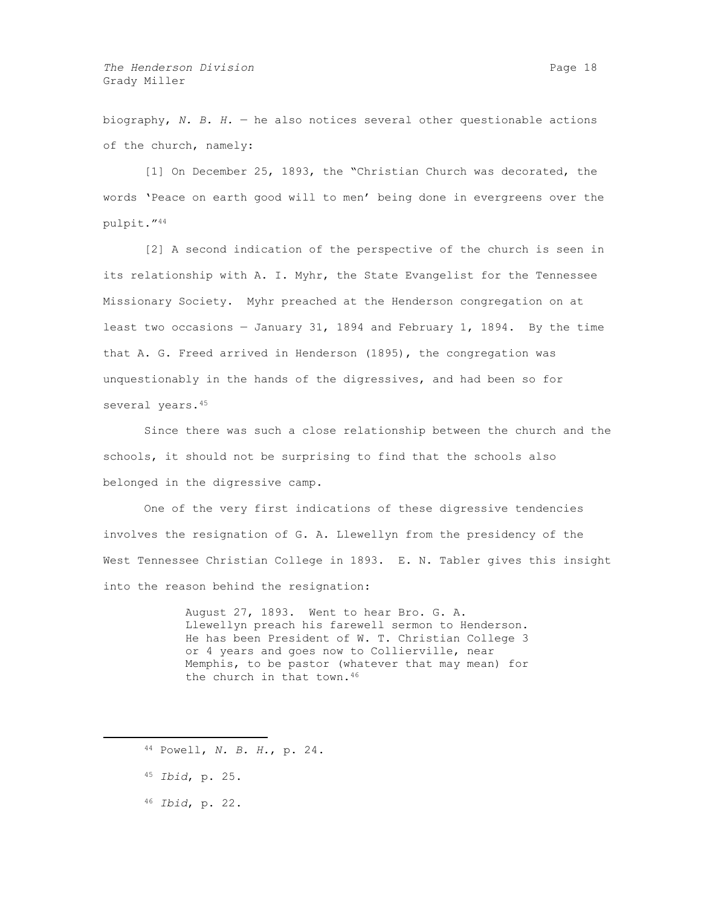biography, *N. B. H.* — he also notices several other questionable actions of the church, namely:

[1] On December 25, 1893, the "Christian Church was decorated, the words 'Peace on earth good will to men' being done in evergreens over the pulpit."[44]

[2] A second indication of the perspective of the church is seen in its relationship with A. I. Myhr, the State Evangelist for the Tennessee Missionary Society. Myhr preached at the Henderson congregation on at least two occasions — January 31, 1894 and February 1, 1894. By the time that A. G. Freed arrived in Henderson (1895), the congregation was unquestionably in the hands of the digressives, and had been so for several years.[45]

Since there was such a close relationship between the church and the schools, it should not be surprising to find that the schools also belonged in the digressive camp.

One of the very first indications of these digressive tendencies involves the resignation of G. A. Llewellyn from the presidency of the West Tennessee Christian College in 1893. E. N. Tabler gives this insight into the reason behind the resignation:

> August 27, 1893. Went to hear Bro. G. A. Llewellyn preach his farewell sermon to Henderson. He has been President of W. T. Christian College 3 or 4 years and goes now to Collierville, near Memphis, to be pastor (whatever that may mean) for the church in that town.[46]

---

[44] Powell, *N. B. H.*, p. 24.

[45] *Ibid*, p. 25.

[46] *Ibid*, p. 22.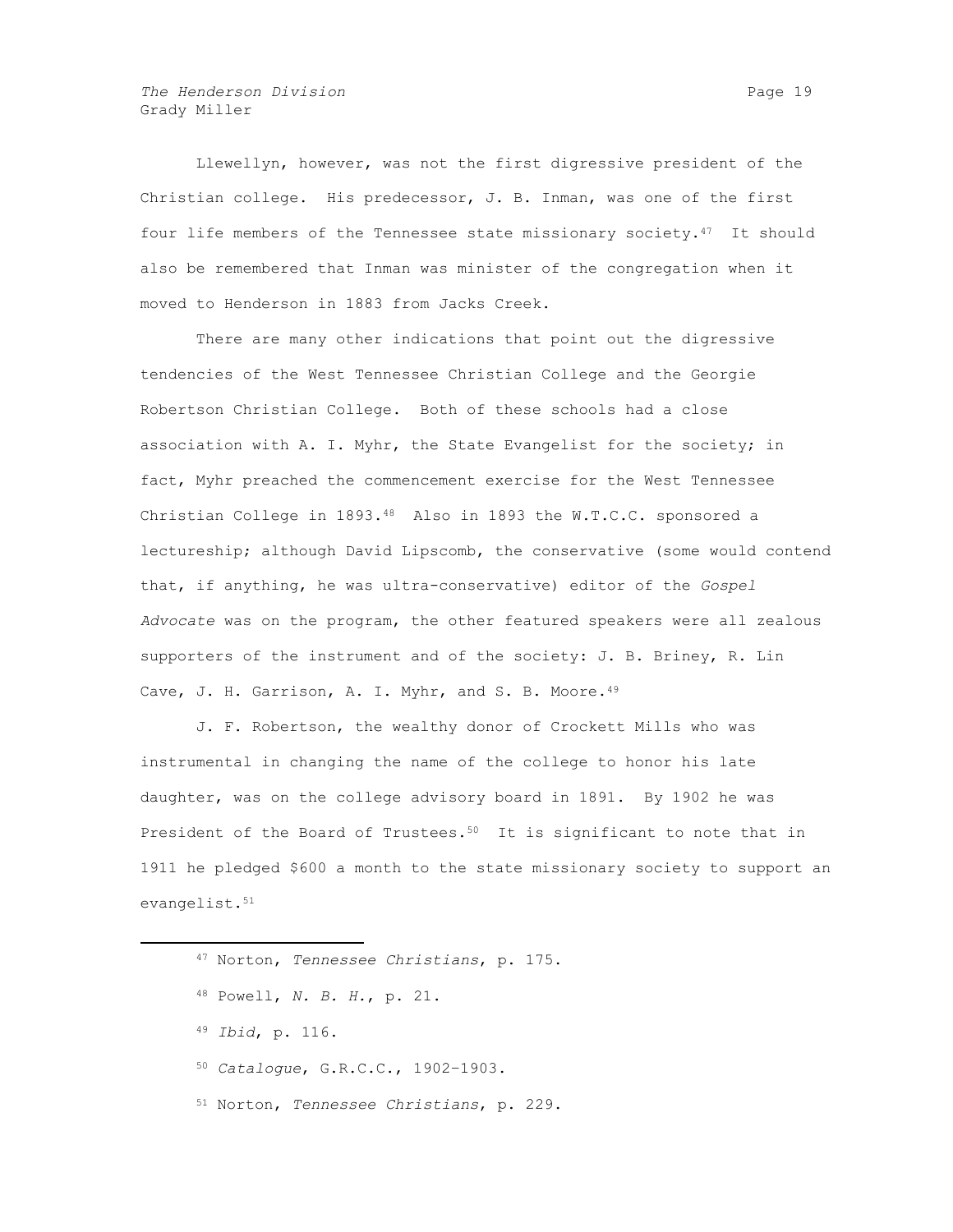Llewellyn, however, was not the first digressive president of the Christian college. His predecessor, J. B. Inman, was one of the first four life members of the Tennessee state missionary society.[47] It should also be remembered that Inman was minister of the congregation when it moved to Henderson in 1883 from Jacks Creek.

There are many other indications that point out the digressive tendencies of the West Tennessee Christian College and the Georgie Robertson Christian College. Both of these schools had a close association with A. I. Myhr, the State Evangelist for the society; in fact, Myhr preached the commencement exercise for the West Tennessee Christian College in 1893.[48] Also in 1893 the W.T.C.C. sponsored a lectureship; although David Lipscomb, the conservative (some would contend that, if anything, he was ultra-conservative) editor of the *Gospel Advocate* was on the program, the other featured speakers were all zealous supporters of the instrument and of the society: J. B. Briney, R. Lin Cave, J. H. Garrison, A. I. Myhr, and S. B. Moore.[49]

J. F. Robertson, the wealthy donor of Crockett Mills who was instrumental in changing the name of the college to honor his late daughter, was on the college advisory board in 1891. By 1902 he was President of the Board of Trustees.[50] It is significant to note that in 1911 he pledged $600 a month to the state missionary society to support an evangelist.[51]

---

[47] Norton, *Tennessee Christians*, p. 175.

[48] Powell, *N. B. H.*, p. 21.

[49] *Ibid*, p. 116.

[50] *Catalogue*, G.R.C.C., 1902-1903.

[51] Norton, *Tennessee Christians*, p. 229.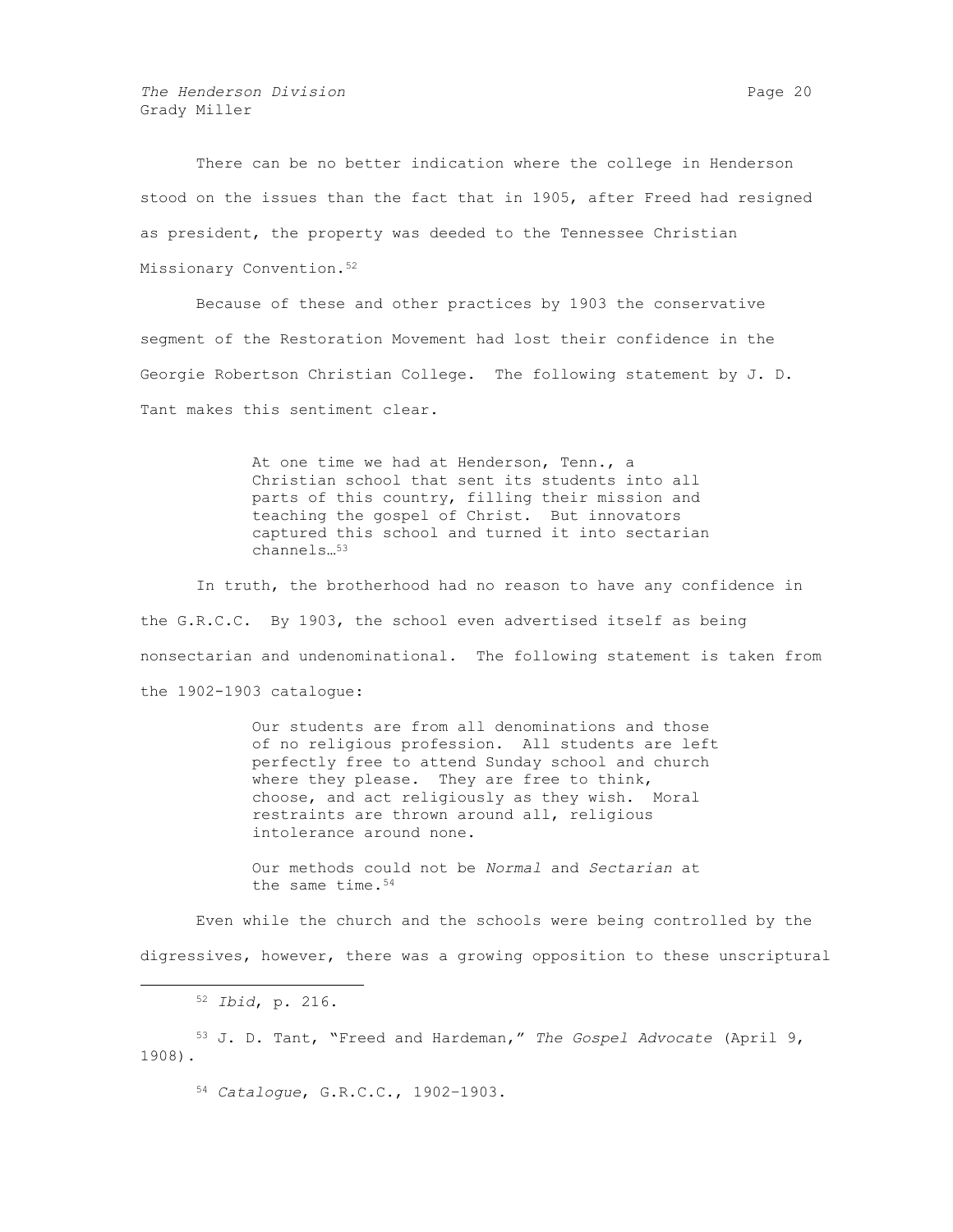There can be no better indication where the college in Henderson stood on the issues than the fact that in 1905, after Freed had resigned as president, the property was deeded to the Tennessee Christian Missionary Convention.[52]

Because of these and other practices by 1903 the conservative segment of the Restoration Movement had lost their confidence in the Georgie Robertson Christian College. The following statement by J. D. Tant makes this sentiment clear.

> At one time we had at Henderson, Tenn., a Christian school that sent its students into all parts of this country, filling their mission and teaching the gospel of Christ. But innovators captured this school and turned it into sectarian channels…[53]

In truth, the brotherhood had no reason to have any confidence in the G.R.C.C. By 1903, the school even advertised itself as being nonsectarian and undenominational. The following statement is taken from the 1902-1903 catalogue:

> Our students are from all denominations and those of no religious profession. All students are left perfectly free to attend Sunday school and church where they please. They are free to think, choose, and act religiously as they wish. Moral restraints are thrown around all, religious intolerance around none.
>
> Our methods could not be *Normal* and *Sectarian* at the same time.[54]

Even while the church and the schools were being controlled by the digressives, however, there was a growing opposition to these unscriptural

---

[52] *Ibid*, p. 216.

[53] J. D. Tant, "Freed and Hardeman," *The Gospel Advocate* (April 9, 1908).

[54] *Catalogue*, G.R.C.C., 1902–1903.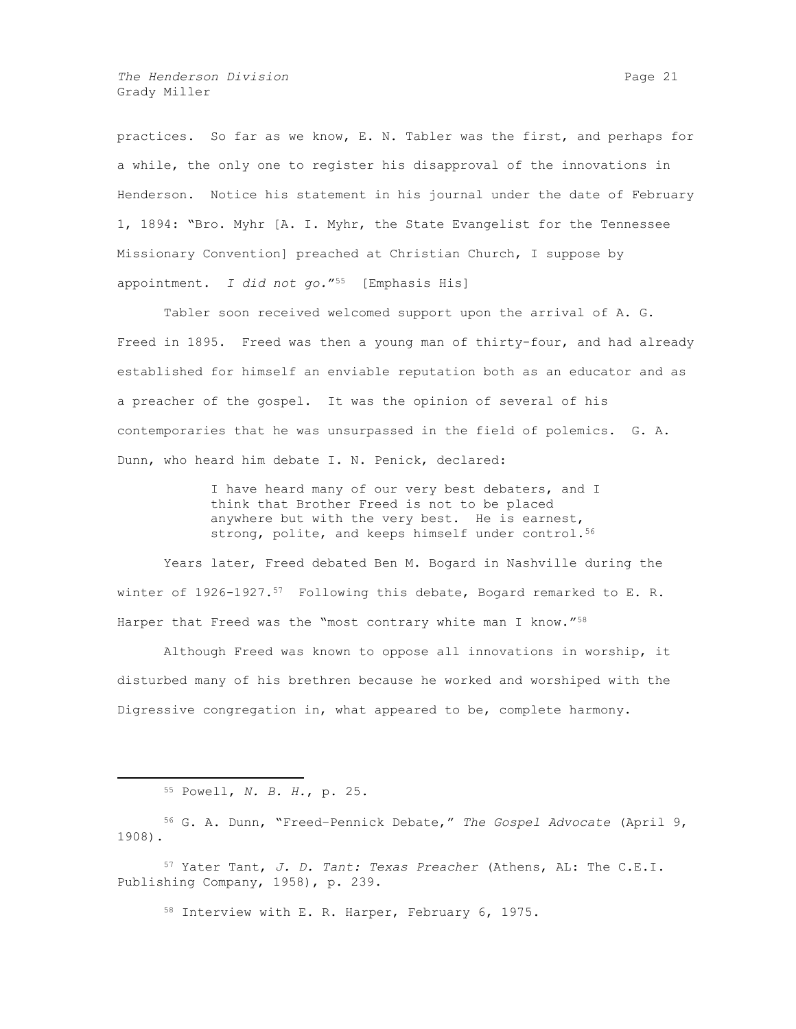practices. So far as we know, E. N. Tabler was the first, and perhaps for a while, the only one to register his disapproval of the innovations in Henderson. Notice his statement in his journal under the date of February 1, 1894: "Bro. Myhr [A. I. Myhr, the State Evangelist for the Tennessee Missionary Convention] preached at Christian Church, I suppose by appointment. *I did not go.*"[55] [Emphasis His]

Tabler soon received welcomed support upon the arrival of A. G. Freed in 1895. Freed was then a young man of thirty-four, and had already established for himself an enviable reputation both as an educator and as a preacher of the gospel. It was the opinion of several of his contemporaries that he was unsurpassed in the field of polemics. G. A. Dunn, who heard him debate I. N. Penick, declared:

> I have heard many of our very best debaters, and I think that Brother Freed is not to be placed anywhere but with the very best. He is earnest, strong, polite, and keeps himself under control.[56]

Years later, Freed debated Ben M. Bogard in Nashville during the winter of 1926-1927.[57] Following this debate, Bogard remarked to E. R. Harper that Freed was the "most contrary white man I know."[58]

Although Freed was known to oppose all innovations in worship, it disturbed many of his brethren because he worked and worshiped with the Digressive congregation in, what appeared to be, complete harmony.

---

[55] Powell, *N. B. H.*, p. 25.

[56] G. A. Dunn, "Freed-Pennick Debate," *The Gospel Advocate* (April 9, 1908).

[57] Yater Tant, *J. D. Tant: Texas Preacher* (Athens, AL: The C.E.I. Publishing Company, 1958), p. 239.

[58] Interview with E. R. Harper, February 6, 1975.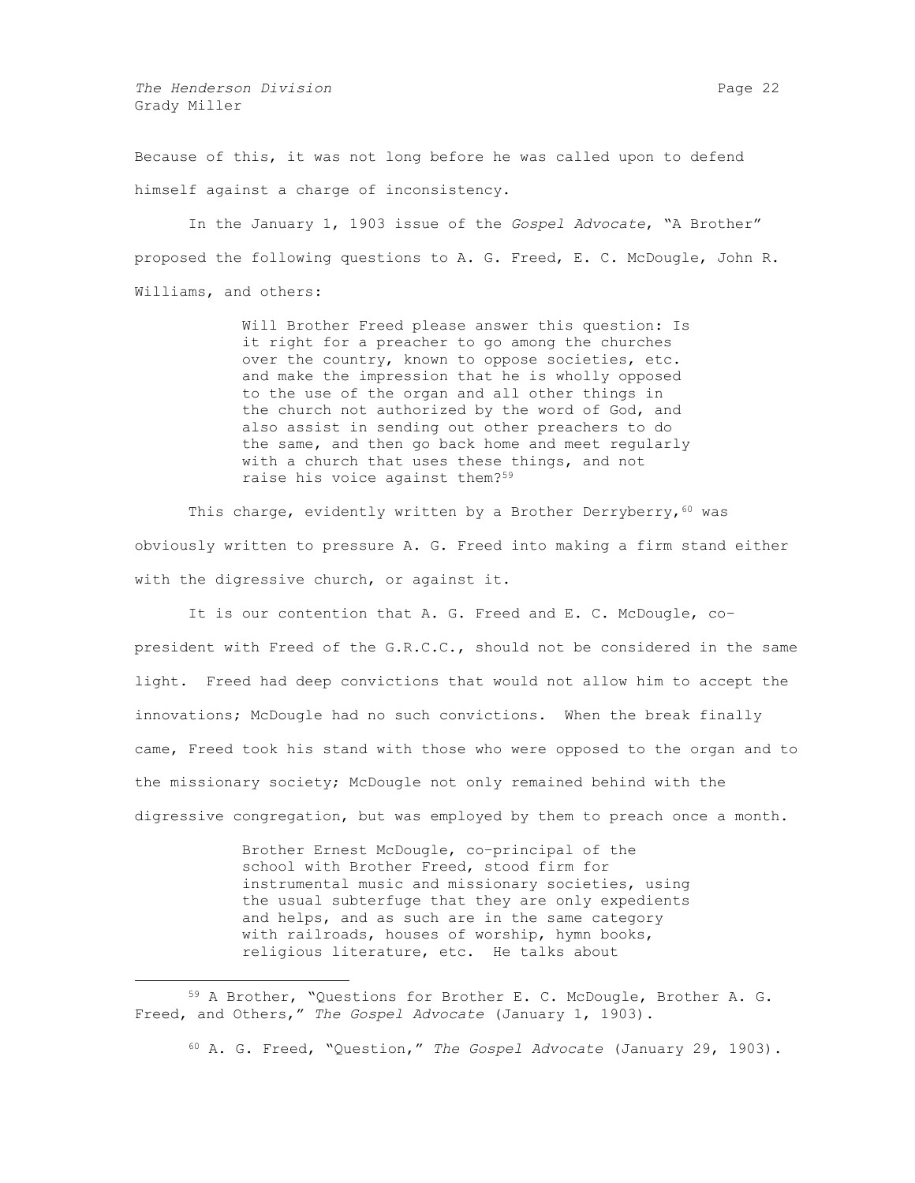Because of this, it was not long before he was called upon to defend himself against a charge of inconsistency.

In the January 1, 1903 issue of the *Gospel Advocate*, "A Brother" proposed the following questions to A. G. Freed, E. C. McDougle, John R. Williams, and others:

> Will Brother Freed please answer this question: Is it right for a preacher to go among the churches over the country, known to oppose societies, etc. and make the impression that he is wholly opposed to the use of the organ and all other things in the church not authorized by the word of God, and also assist in sending out other preachers to do the same, and then go back home and meet regularly with a church that uses these things, and not raise his voice against them?[59]

This charge, evidently written by a Brother Derryberry,[60] was obviously written to pressure A. G. Freed into making a firm stand either with the digressive church, or against it.

It is our contention that A. G. Freed and E. C. McDougle, co-president with Freed of the G.R.C.C., should not be considered in the same light. Freed had deep convictions that would not allow him to accept the innovations; McDougle had no such convictions. When the break finally came, Freed took his stand with those who were opposed to the organ and to the missionary society; McDougle not only remained behind with the digressive congregation, but was employed by them to preach once a month.

> Brother Ernest McDougle, co-principal of the school with Brother Freed, stood firm for instrumental music and missionary societies, using the usual subterfuge that they are only expedients and helps, and as such are in the same category with railroads, houses of worship, hymn books, religious literature, etc. He talks about

---

[59] A Brother, "Questions for Brother E. C. McDougle, Brother A. G. Freed, and Others," *The Gospel Advocate* (January 1, 1903).

[60] A. G. Freed, "Question," *The Gospel Advocate* (January 29, 1903).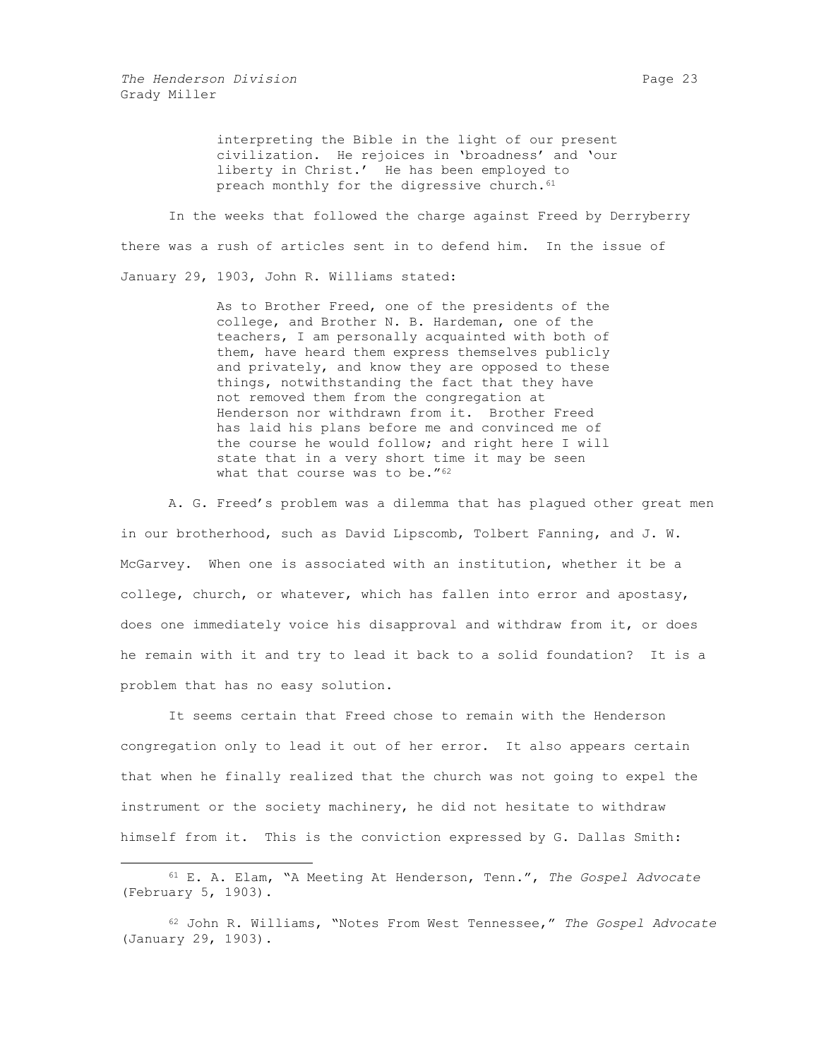> interpreting the Bible in the light of our present civilization. He rejoices in 'broadness' and 'our liberty in Christ.' He has been employed to preach monthly for the digressive church.[61]

In the weeks that followed the charge against Freed by Derryberry there was a rush of articles sent in to defend him. In the issue of January 29, 1903, John R. Williams stated:

> As to Brother Freed, one of the presidents of the college, and Brother N. B. Hardeman, one of the teachers, I am personally acquainted with both of them, have heard them express themselves publicly and privately, and know they are opposed to these things, notwithstanding the fact that they have not removed them from the congregation at Henderson nor withdrawn from it. Brother Freed has laid his plans before me and convinced me of the course he would follow; and right here I will state that in a very short time it may be seen what that course was to be."[62]

A. G. Freed's problem was a dilemma that has plagued other great men in our brotherhood, such as David Lipscomb, Tolbert Fanning, and J. W. McGarvey. When one is associated with an institution, whether it be a college, church, or whatever, which has fallen into error and apostasy, does one immediately voice his disapproval and withdraw from it, or does he remain with it and try to lead it back to a solid foundation? It is a problem that has no easy solution.

It seems certain that Freed chose to remain with the Henderson congregation only to lead it out of her error. It also appears certain that when he finally realized that the church was not going to expel the instrument or the society machinery, he did not hesitate to withdraw himself from it. This is the conviction expressed by G. Dallas Smith:

---

[61] E. A. Elam, "A Meeting At Henderson, Tenn.", *The Gospel Advocate* (February 5, 1903).

[62] John R. Williams, "Notes From West Tennessee," *The Gospel Advocate* (January 29, 1903).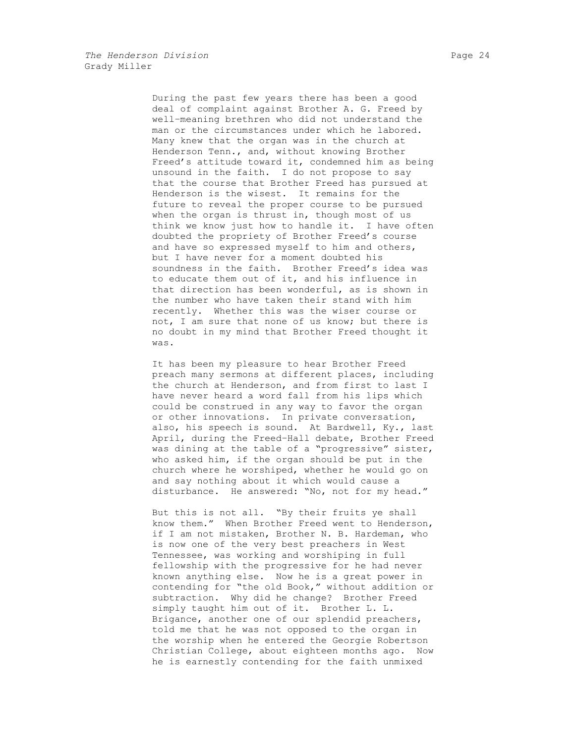During the past few years there has been a good deal of complaint against Brother A. G. Freed by well-meaning brethren who did not understand the man or the circumstances under which he labored. Many knew that the organ was in the church at Henderson Tenn., and, without knowing Brother Freed's attitude toward it, condemned him as being unsound in the faith. I do not propose to say that the course that Brother Freed has pursued at Henderson is the wisest. It remains for the future to reveal the proper course to be pursued when the organ is thrust in, though most of us think we know just how to handle it. I have often doubted the propriety of Brother Freed's course and have so expressed myself to him and others, but I have never for a moment doubted his soundness in the faith. Brother Freed's idea was to educate them out of it, and his influence in that direction has been wonderful, as is shown in the number who have taken their stand with him recently. Whether this was the wiser course or not, I am sure that none of us know; but there is no doubt in my mind that Brother Freed thought it was.

It has been my pleasure to hear Brother Freed preach many sermons at different places, including the church at Henderson, and from first to last I have never heard a word fall from his lips which could be construed in any way to favor the organ or other innovations. In private conversation, also, his speech is sound. At Bardwell, Ky., last April, during the Freed-Hall debate, Brother Freed was dining at the table of a "progressive" sister, who asked him, if the organ should be put in the church where he worshiped, whether he would go on and say nothing about it which would cause a disturbance. He answered: "No, not for my head."

But this is not all. "By their fruits ye shall know them." When Brother Freed went to Henderson, if I am not mistaken, Brother N. B. Hardeman, who is now one of the very best preachers in West Tennessee, was working and worshiping in full fellowship with the progressive for he had never known anything else. Now he is a great power in contending for "the old Book," without addition or subtraction. Why did he change? Brother Freed simply taught him out of it. Brother L. L. Brigance, another one of our splendid preachers, told me that he was not opposed to the organ in the worship when he entered the Georgie Robertson Christian College, about eighteen months ago. Now he is earnestly contending for the faith unmixed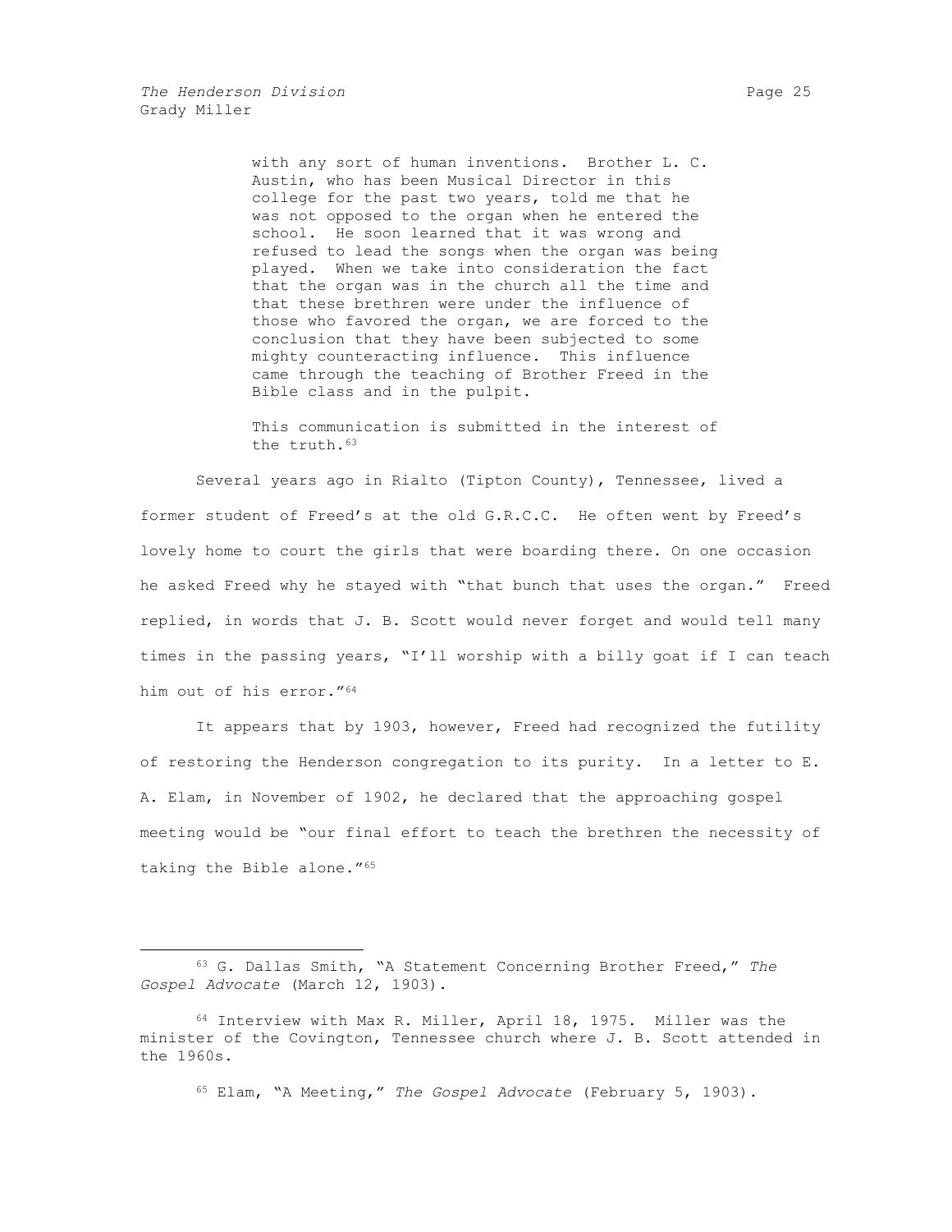> with any sort of human inventions. Brother L. C. Austin, who has been Musical Director in this college for the past two years, told me that he was not opposed to the organ when he entered the school. He soon learned that it was wrong and refused to lead the songs when the organ was being played. When we take into consideration the fact that the organ was in the church all the time and that these brethren were under the influence of those who favored the organ, we are forced to the conclusion that they have been subjected to some mighty counteracting influence. This influence came through the teaching of Brother Freed in the Bible class and in the pulpit.
>
> This communication is submitted in the interest of the truth.[63]

Several years ago in Rialto (Tipton County), Tennessee, lived a former student of Freed's at the old G.R.C.C. He often went by Freed's lovely home to court the girls that were boarding there. On one occasion he asked Freed why he stayed with "that bunch that uses the organ." Freed replied, in words that J. B. Scott would never forget and would tell many times in the passing years, "I'll worship with a billy goat if I can teach him out of his error."[64]

It appears that by 1903, however, Freed had recognized the futility of restoring the Henderson congregation to its purity. In a letter to E. A. Elam, in November of 1902, he declared that the approaching gospel meeting would be "our final effort to teach the brethren the necessity of taking the Bible alone."[65]

---

[63] G. Dallas Smith, "A Statement Concerning Brother Freed," *The Gospel Advocate* (March 12, 1903).

[64] Interview with Max R. Miller, April 18, 1975. Miller was the minister of the Covington, Tennessee church where J. B. Scott attended in the 1960s.

[65] Elam, "A Meeting," *The Gospel Advocate* (February 5, 1903).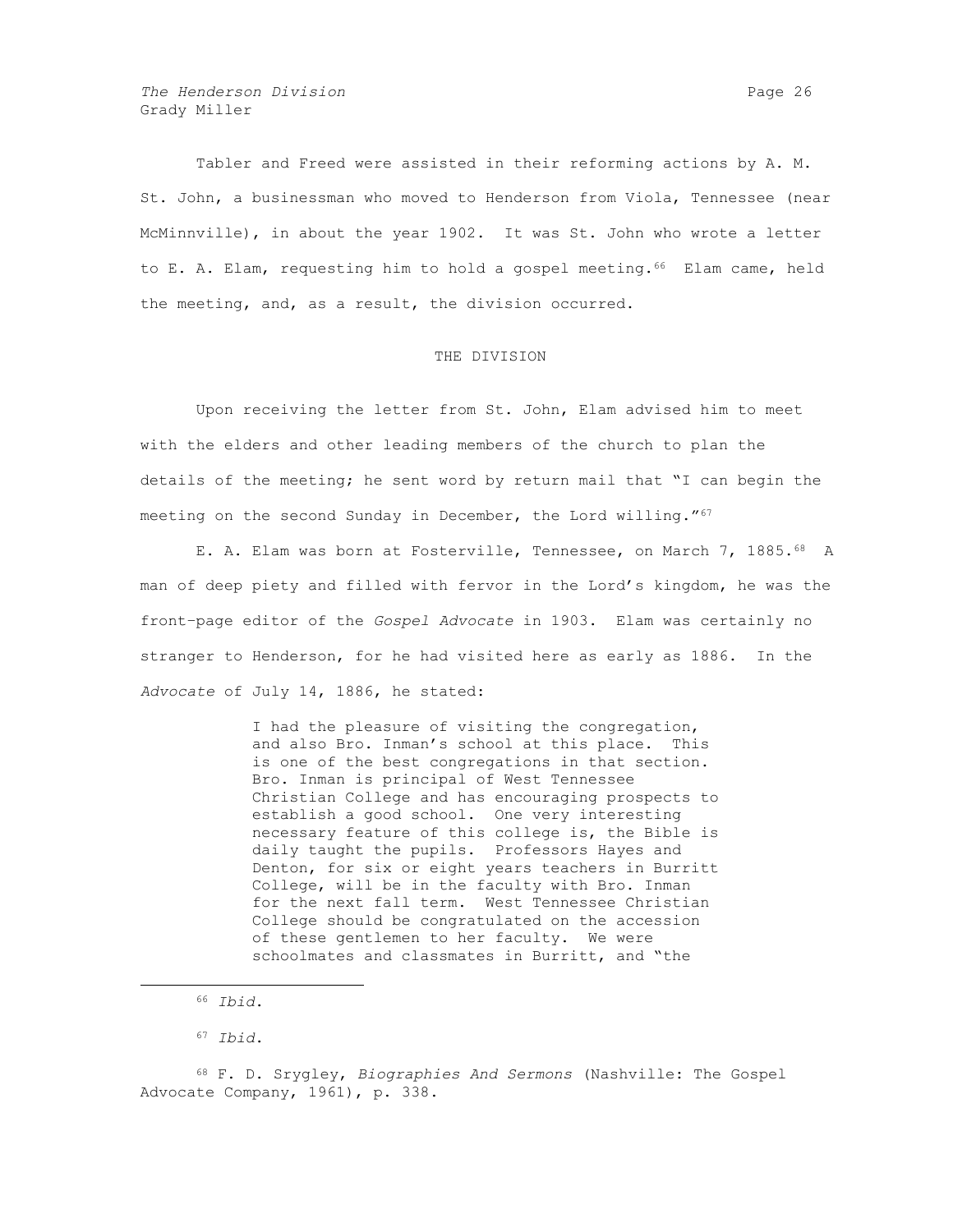Tabler and Freed were assisted in their reforming actions by A. M. St. John, a businessman who moved to Henderson from Viola, Tennessee (near McMinnville), in about the year 1902. It was St. John who wrote a letter to E. A. Elam, requesting him to hold a gospel meeting.[66] Elam came, held the meeting, and, as a result, the division occurred.

## THE DIVISION

Upon receiving the letter from St. John, Elam advised him to meet with the elders and other leading members of the church to plan the details of the meeting; he sent word by return mail that "I can begin the meeting on the second Sunday in December, the Lord willing."[67]

E. A. Elam was born at Fosterville, Tennessee, on March 7, 1885.[68] A man of deep piety and filled with fervor in the Lord's kingdom, he was the front-page editor of the *Gospel Advocate* in 1903. Elam was certainly no stranger to Henderson, for he had visited here as early as 1886. In the *Advocate* of July 14, 1886, he stated:

> I had the pleasure of visiting the congregation, and also Bro. Inman's school at this place. This is one of the best congregations in that section. Bro. Inman is principal of West Tennessee Christian College and has encouraging prospects to establish a good school. One very interesting necessary feature of this college is, the Bible is daily taught the pupils. Professors Hayes and Denton, for six or eight years teachers in Burritt College, will be in the faculty with Bro. Inman for the next fall term. West Tennessee Christian College should be congratulated on the accession of these gentlemen to her faculty. We were schoolmates and classmates in Burritt, and "the

---

[66] *Ibid*.

[67] *Ibid*.

[68] F. D. Srygley, *Biographies And Sermons* (Nashville: The Gospel Advocate Company, 1961), p. 338.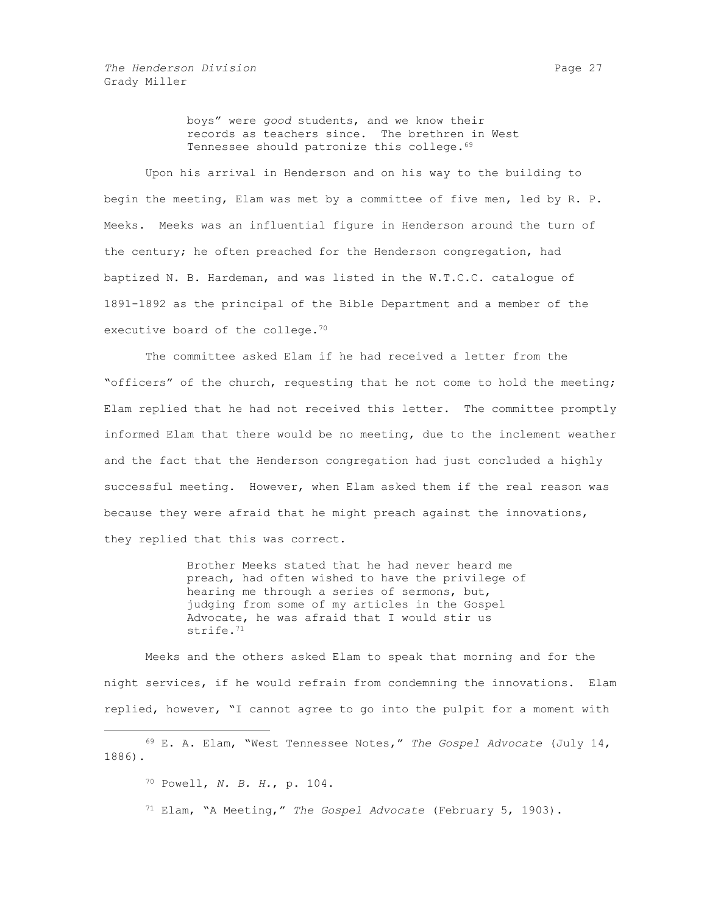> boys" were *good* students, and we know their records as teachers since. The brethren in West Tennessee should patronize this college.[69]

Upon his arrival in Henderson and on his way to the building to begin the meeting, Elam was met by a committee of five men, led by R. P. Meeks. Meeks was an influential figure in Henderson around the turn of the century; he often preached for the Henderson congregation, had baptized N. B. Hardeman, and was listed in the W.T.C.C. catalogue of 1891-1892 as the principal of the Bible Department and a member of the executive board of the college.[70]

The committee asked Elam if he had received a letter from the "officers" of the church, requesting that he not come to hold the meeting; Elam replied that he had not received this letter. The committee promptly informed Elam that there would be no meeting, due to the inclement weather and the fact that the Henderson congregation had just concluded a highly successful meeting. However, when Elam asked them if the real reason was because they were afraid that he might preach against the innovations, they replied that this was correct.

> Brother Meeks stated that he had never heard me preach, had often wished to have the privilege of hearing me through a series of sermons, but, judging from some of my articles in the Gospel Advocate, he was afraid that I would stir us strife.[71]

Meeks and the others asked Elam to speak that morning and for the night services, if he would refrain from condemning the innovations. Elam replied, however, "I cannot agree to go into the pulpit for a moment with

---

[69] E. A. Elam, "West Tennessee Notes," *The Gospel Advocate* (July 14, 1886).

[70] Powell, *N. B. H.*, p. 104.

[71] Elam, "A Meeting," *The Gospel Advocate* (February 5, 1903).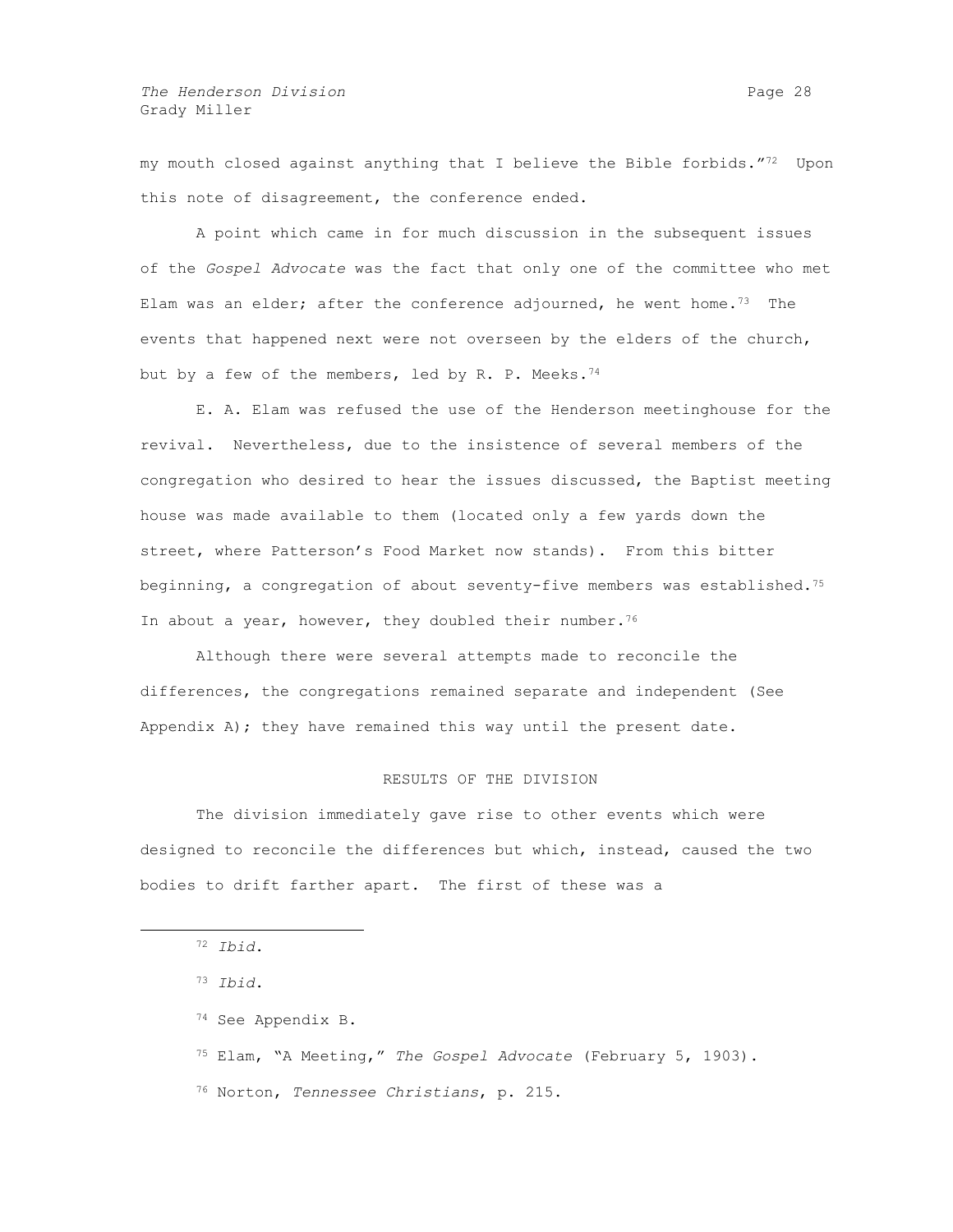my mouth closed against anything that I believe the Bible forbids."[72] Upon this note of disagreement, the conference ended.

A point which came in for much discussion in the subsequent issues of the *Gospel Advocate* was the fact that only one of the committee who met Elam was an elder; after the conference adjourned, he went home.[73] The events that happened next were not overseen by the elders of the church, but by a few of the members, led by R. P. Meeks.[74]

E. A. Elam was refused the use of the Henderson meetinghouse for the revival. Nevertheless, due to the insistence of several members of the congregation who desired to hear the issues discussed, the Baptist meeting house was made available to them (located only a few yards down the street, where Patterson's Food Market now stands). From this bitter beginning, a congregation of about seventy-five members was established.[75] In about a year, however, they doubled their number.[76]

Although there were several attempts made to reconcile the differences, the congregations remained separate and independent (See Appendix A); they have remained this way until the present date.

## RESULTS OF THE DIVISION

The division immediately gave rise to other events which were designed to reconcile the differences but which, instead, caused the two bodies to drift farther apart. The first of these was a

---

[72] *Ibid*.

[73] *Ibid*.

[74] See Appendix B.

[75] Elam, "A Meeting," *The Gospel Advocate* (February 5, 1903).

[76] Norton, *Tennessee Christians*, p. 215.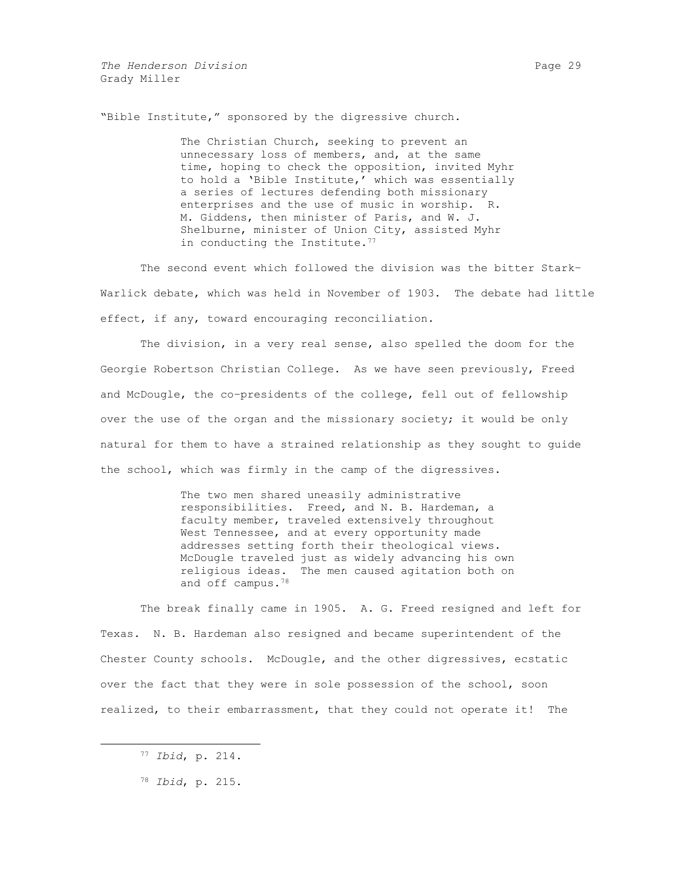"Bible Institute," sponsored by the digressive church.

> The Christian Church, seeking to prevent an unnecessary loss of members, and, at the same time, hoping to check the opposition, invited Myhr to hold a 'Bible Institute,' which was essentially a series of lectures defending both missionary enterprises and the use of music in worship. R. M. Giddens, then minister of Paris, and W. J. Shelburne, minister of Union City, assisted Myhr in conducting the Institute.[77]

The second event which followed the division was the bitter Stark-Warlick debate, which was held in November of 1903. The debate had little effect, if any, toward encouraging reconciliation.

The division, in a very real sense, also spelled the doom for the Georgie Robertson Christian College. As we have seen previously, Freed and McDougle, the co-presidents of the college, fell out of fellowship over the use of the organ and the missionary society; it would be only natural for them to have a strained relationship as they sought to guide the school, which was firmly in the camp of the digressives.

> The two men shared uneasily administrative responsibilities. Freed, and N. B. Hardeman, a faculty member, traveled extensively throughout West Tennessee, and at every opportunity made addresses setting forth their theological views. McDougle traveled just as widely advancing his own religious ideas. The men caused agitation both on and off campus.[78]

The break finally came in 1905. A. G. Freed resigned and left for Texas. N. B. Hardeman also resigned and became superintendent of the Chester County schools. McDougle, and the other digressives, ecstatic over the fact that they were in sole possession of the school, soon realized, to their embarrassment, that they could not operate it! The

---

[77] *Ibid*, p. 214.

[78] *Ibid*, p. 215.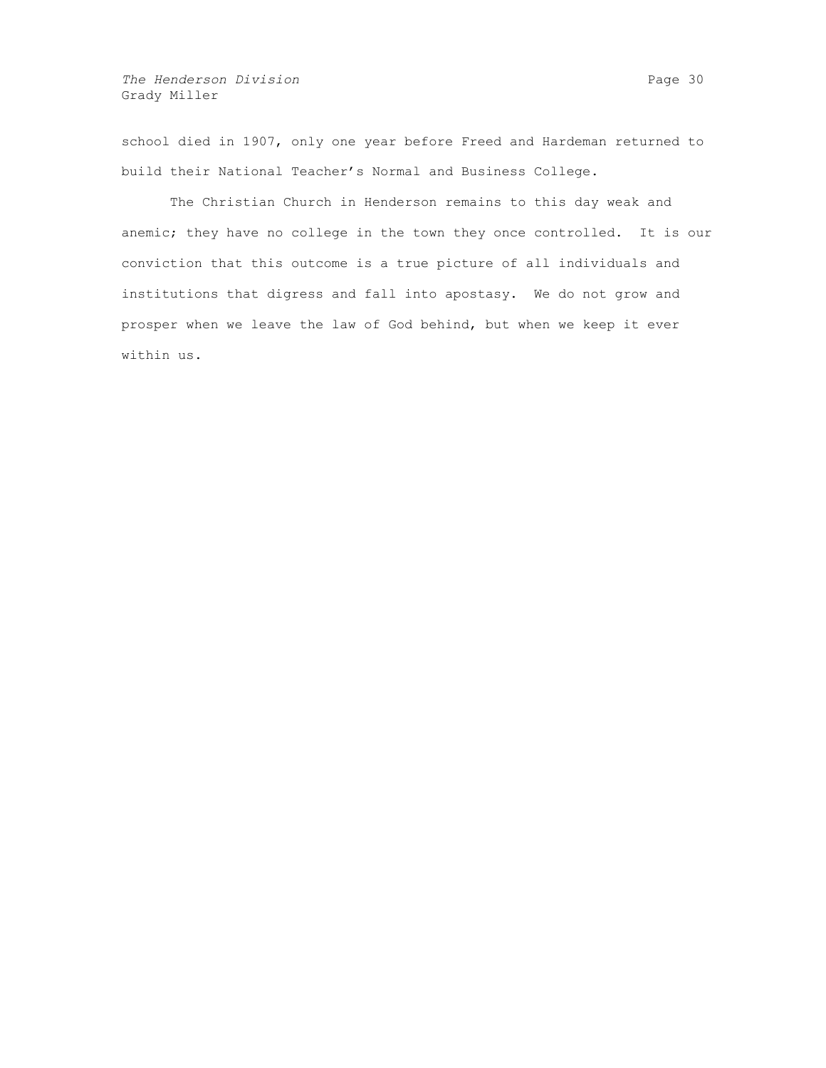school died in 1907, only one year before Freed and Hardeman returned to build their National Teacher's Normal and Business College.

The Christian Church in Henderson remains to this day weak and anemic; they have no college in the town they once controlled. It is our conviction that this outcome is a true picture of all individuals and institutions that digress and fall into apostasy. We do not grow and prosper when we leave the law of God behind, but when we keep it ever within us.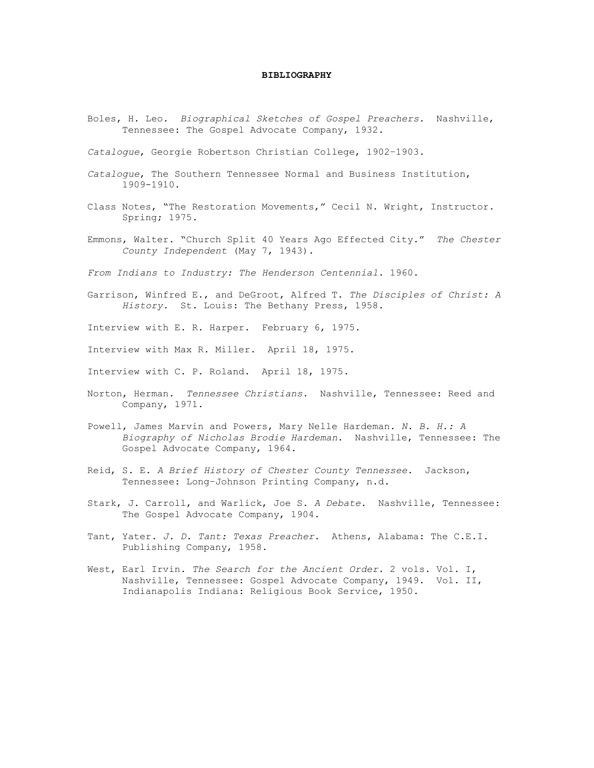# BIBLIOGRAPHY

Boles, H. Leo. *Biographical Sketches of Gospel Preachers.* Nashville, Tennessee: The Gospel Advocate Company, 1932.

*Catalogue*, Georgie Robertson Christian College, 1902–1903.

*Catalogue*, The Southern Tennessee Normal and Business Institution, 1909-1910.

Class Notes, "The Restoration Movements," Cecil N. Wright, Instructor. Spring; 1975.

Emmons, Walter. "Church Split 40 Years Ago Effected City." *The Chester County Independent* (May 7, 1943).

*From Indians to Industry: The Henderson Centennial*. 1960.

Garrison, Winfred E., and DeGroot, Alfred T. *The Disciples of Christ: A History.* St. Louis: The Bethany Press, 1958.

Interview with E. R. Harper. February 6, 1975.

Interview with Max R. Miller. April 18, 1975.

Interview with C. P. Roland. April 18, 1975.

Norton, Herman. *Tennessee Christians.* Nashville, Tennessee: Reed and Company, 1971.

Powell, James Marvin and Powers, Mary Nelle Hardeman. *N. B. H.: A Biography of Nicholas Brodie Hardeman*. Nashville, Tennessee: The Gospel Advocate Company, 1964.

Reid, S. E. *A Brief History of Chester County Tennessee*. Jackson, Tennessee: Long–Johnson Printing Company, n.d.

Stark, J. Carroll, and Warlick, Joe S. *A Debate*. Nashville, Tennessee: The Gospel Advocate Company, 1904.

Tant, Yater. *J. D. Tant: Texas Preacher*. Athens, Alabama: The C.E.I. Publishing Company, 1958.

West, Earl Irvin. *The Search for the Ancient Order*. 2 vols. Vol. I, Nashville, Tennessee: Gospel Advocate Company, 1949. Vol. II, Indianapolis Indiana: Religious Book Service, 1950.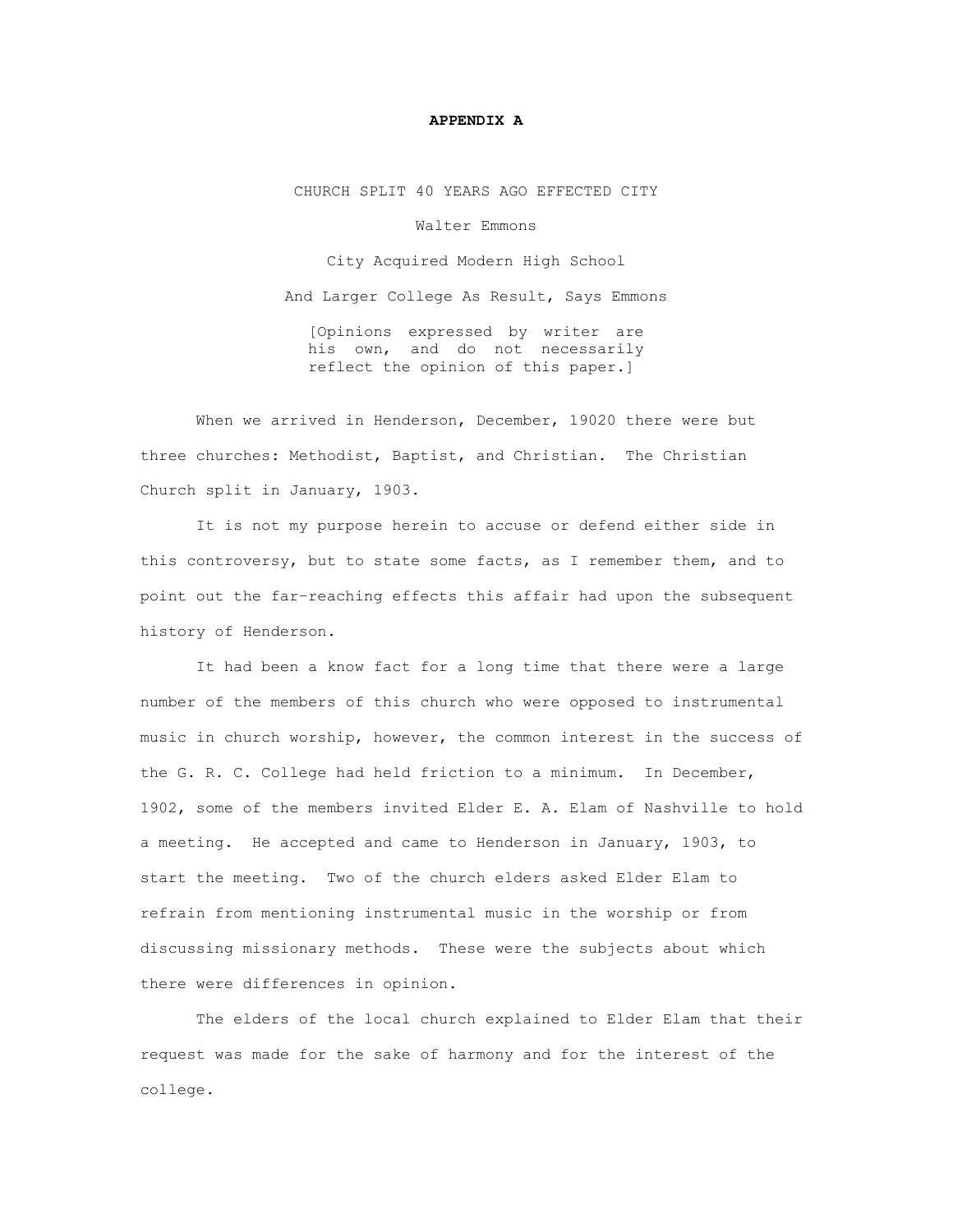# APPENDIX A

CHURCH SPLIT 40 YEARS AGO EFFECTED CITY

Walter Emmons

City Acquired Modern High School

And Larger College As Result, Says Emmons

[Opinions expressed by writer are his own, and do not necessarily reflect the opinion of this paper.]

When we arrived in Henderson, December, 19020 there were but three churches: Methodist, Baptist, and Christian. The Christian Church split in January, 1903.

It is not my purpose herein to accuse or defend either side in this controversy, but to state some facts, as I remember them, and to point out the far-reaching effects this affair had upon the subsequent history of Henderson.

It had been a know fact for a long time that there were a large number of the members of this church who were opposed to instrumental music in church worship, however, the common interest in the success of the G. R. C. College had held friction to a minimum. In December, 1902, some of the members invited Elder E. A. Elam of Nashville to hold a meeting. He accepted and came to Henderson in January, 1903, to start the meeting. Two of the church elders asked Elder Elam to refrain from mentioning instrumental music in the worship or from discussing missionary methods. These were the subjects about which there were differences in opinion.

The elders of the local church explained to Elder Elam that their request was made for the sake of harmony and for the interest of the college.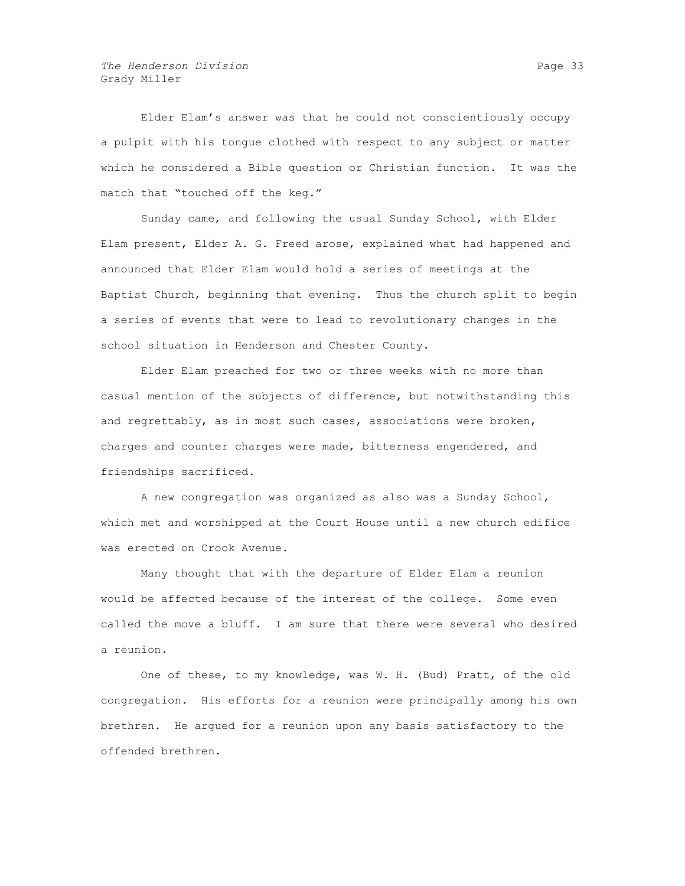Elder Elam's answer was that he could not conscientiously occupy a pulpit with his tongue clothed with respect to any subject or matter which he considered a Bible question or Christian function. It was the match that "touched off the keg."

Sunday came, and following the usual Sunday School, with Elder Elam present, Elder A. G. Freed arose, explained what had happened and announced that Elder Elam would hold a series of meetings at the Baptist Church, beginning that evening. Thus the church split to begin a series of events that were to lead to revolutionary changes in the school situation in Henderson and Chester County.

Elder Elam preached for two or three weeks with no more than casual mention of the subjects of difference, but notwithstanding this and regrettably, as in most such cases, associations were broken, charges and counter charges were made, bitterness engendered, and friendships sacrificed.

A new congregation was organized as also was a Sunday School, which met and worshipped at the Court House until a new church edifice was erected on Crook Avenue.

Many thought that with the departure of Elder Elam a reunion would be affected because of the interest of the college. Some even called the move a bluff. I am sure that there were several who desired a reunion.

One of these, to my knowledge, was W. H. (Bud) Pratt, of the old congregation. His efforts for a reunion were principally among his own brethren. He argued for a reunion upon any basis satisfactory to the offended brethren.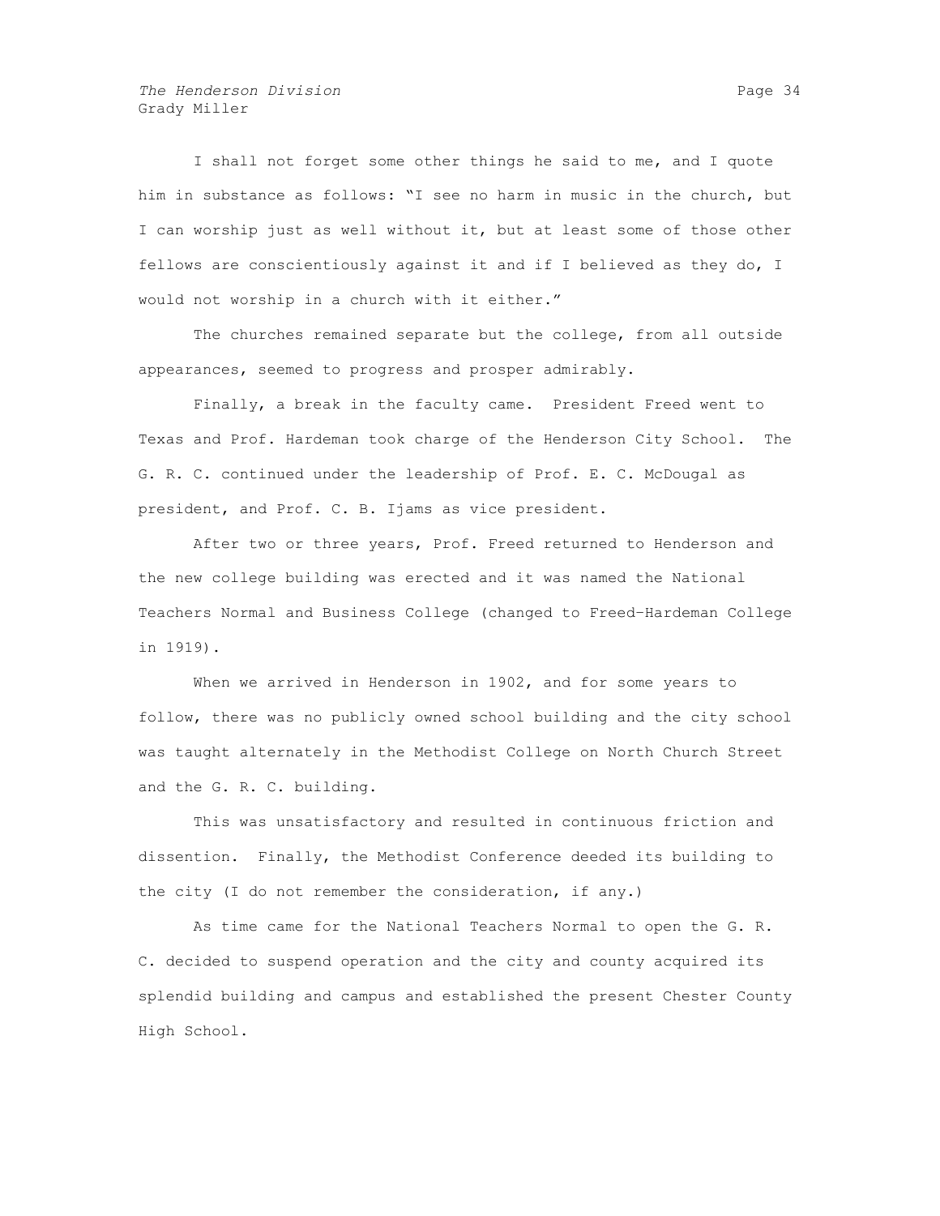I shall not forget some other things he said to me, and I quote him in substance as follows: "I see no harm in music in the church, but I can worship just as well without it, but at least some of those other fellows are conscientiously against it and if I believed as they do, I would not worship in a church with it either."

The churches remained separate but the college, from all outside appearances, seemed to progress and prosper admirably.

Finally, a break in the faculty came. President Freed went to Texas and Prof. Hardeman took charge of the Henderson City School. The G. R. C. continued under the leadership of Prof. E. C. McDougal as president, and Prof. C. B. Ijams as vice president.

After two or three years, Prof. Freed returned to Henderson and the new college building was erected and it was named the National Teachers Normal and Business College (changed to Freed-Hardeman College in 1919).

When we arrived in Henderson in 1902, and for some years to follow, there was no publicly owned school building and the city school was taught alternately in the Methodist College on North Church Street and the G. R. C. building.

This was unsatisfactory and resulted in continuous friction and dissention. Finally, the Methodist Conference deeded its building to the city (I do not remember the consideration, if any.)

As time came for the National Teachers Normal to open the G. R. C. decided to suspend operation and the city and county acquired its splendid building and campus and established the present Chester County High School.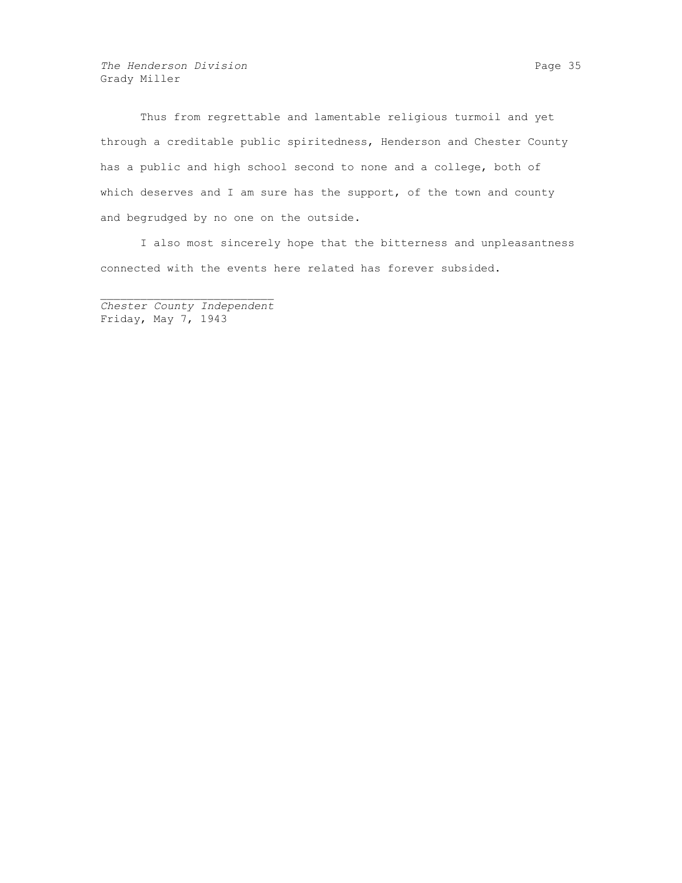Thus from regrettable and lamentable religious turmoil and yet through a creditable public spiritedness, Henderson and Chester County has a public and high school second to none and a college, both of which deserves and I am sure has the support, of the town and county and begrudged by no one on the outside.

I also most sincerely hope that the bitterness and unpleasantness connected with the events here related has forever subsided.

---

*Chester County Independent*
Friday, May 7, 1943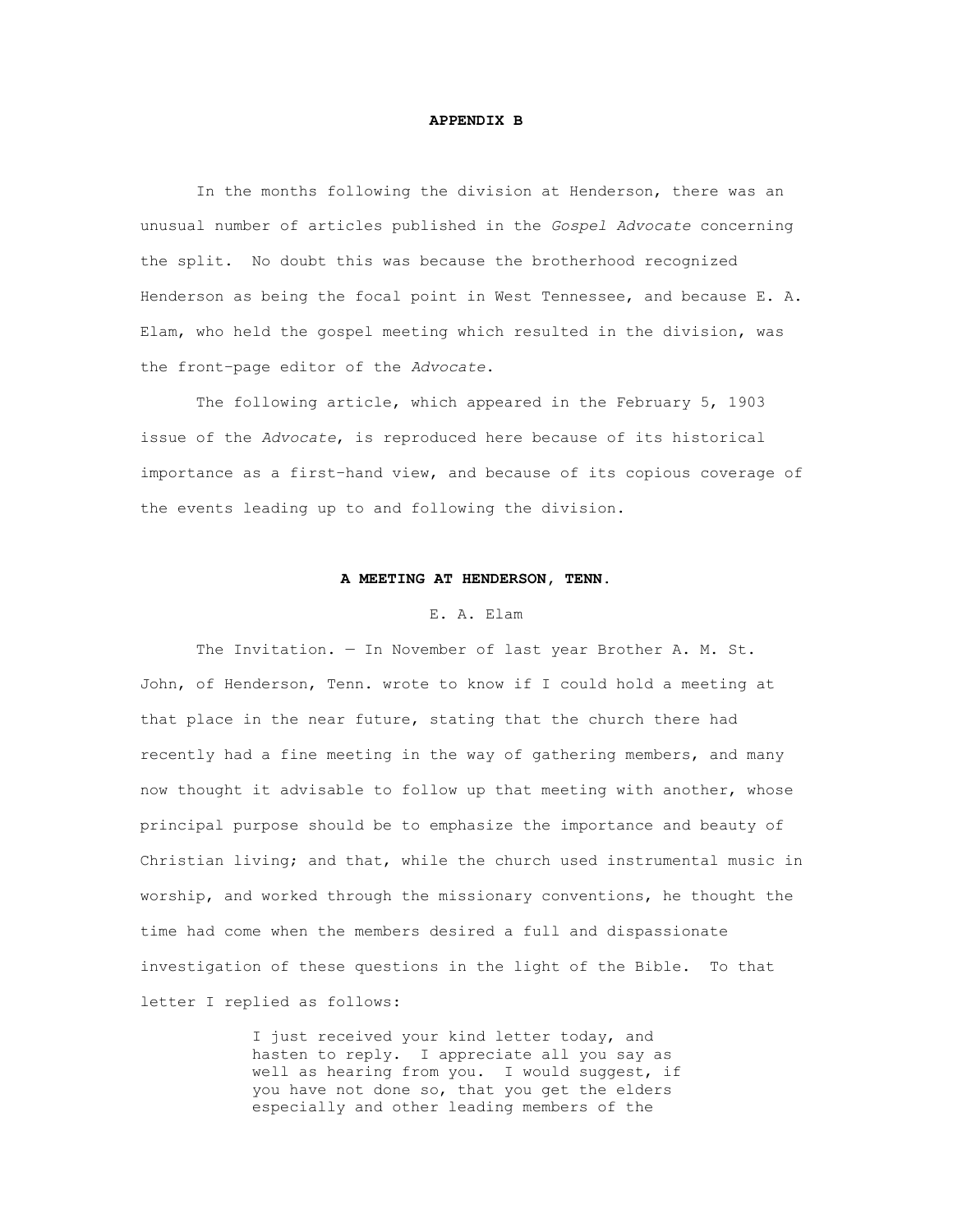## APPENDIX B

In the months following the division at Henderson, there was an unusual number of articles published in the *Gospel Advocate* concerning the split. No doubt this was because the brotherhood recognized Henderson as being the focal point in West Tennessee, and because E. A. Elam, who held the gospel meeting which resulted in the division, was the front-page editor of the *Advocate*.

The following article, which appeared in the February 5, 1903 issue of the *Advocate*, is reproduced here because of its historical importance as a first-hand view, and because of its copious coverage of the events leading up to and following the division.

### A MEETING AT HENDERSON, TENN.

E. A. Elam

The Invitation. — In November of last year Brother A. M. St. John, of Henderson, Tenn. wrote to know if I could hold a meeting at that place in the near future, stating that the church there had recently had a fine meeting in the way of gathering members, and many now thought it advisable to follow up that meeting with another, whose principal purpose should be to emphasize the importance and beauty of Christian living; and that, while the church used instrumental music in worship, and worked through the missionary conventions, he thought the time had come when the members desired a full and dispassionate investigation of these questions in the light of the Bible. To that letter I replied as follows:

> I just received your kind letter today, and hasten to reply. I appreciate all you say as well as hearing from you. I would suggest, if you have not done so, that you get the elders especially and other leading members of the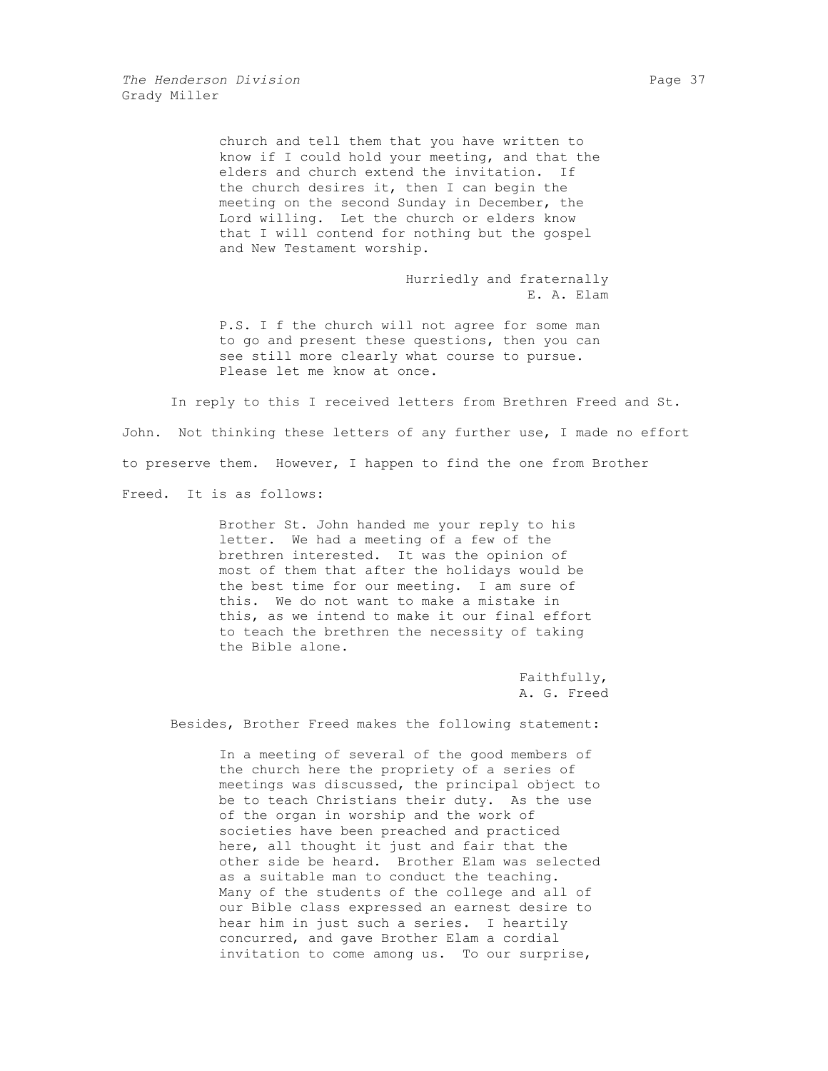> church and tell them that you have written to know if I could hold your meeting, and that the elders and church extend the invitation. If the church desires it, then I can begin the meeting on the second Sunday in December, the Lord willing. Let the church or elders know that I will contend for nothing but the gospel and New Testament worship.
>
> Hurriedly and fraternally
> E. A. Elam
>
> P.S. I f the church will not agree for some man to go and present these questions, then you can see still more clearly what course to pursue. Please let me know at once.

In reply to this I received letters from Brethren Freed and St. John. Not thinking these letters of any further use, I made no effort to preserve them. However, I happen to find the one from Brother Freed. It is as follows:

> Brother St. John handed me your reply to his letter. We had a meeting of a few of the brethren interested. It was the opinion of most of them that after the holidays would be the best time for our meeting. I am sure of this. We do not want to make a mistake in this, as we intend to make it our final effort to teach the brethren the necessity of taking the Bible alone.
>
> Faithfully,
> A. G. Freed

Besides, Brother Freed makes the following statement:

> In a meeting of several of the good members of the church here the propriety of a series of meetings was discussed, the principal object to be to teach Christians their duty. As the use of the organ in worship and the work of societies have been preached and practiced here, all thought it just and fair that the other side be heard. Brother Elam was selected as a suitable man to conduct the teaching. Many of the students of the college and all of our Bible class expressed an earnest desire to hear him in just such a series. I heartily concurred, and gave Brother Elam a cordial invitation to come among us. To our surprise,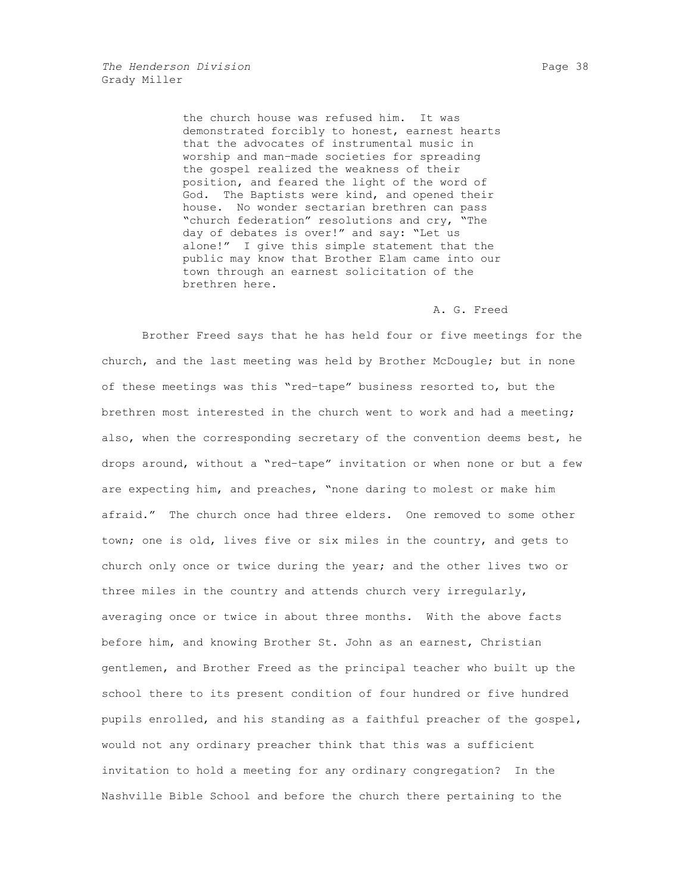> the church house was refused him. It was demonstrated forcibly to honest, earnest hearts that the advocates of instrumental music in worship and man-made societies for spreading the gospel realized the weakness of their position, and feared the light of the word of God. The Baptists were kind, and opened their house. No wonder sectarian brethren can pass "church federation" resolutions and cry, "The day of debates is over!" and say: "Let us alone!" I give this simple statement that the public may know that Brother Elam came into our town through an earnest solicitation of the brethren here.
>
> A. G. Freed

Brother Freed says that he has held four or five meetings for the church, and the last meeting was held by Brother McDougle; but in none of these meetings was this "red-tape" business resorted to, but the brethren most interested in the church went to work and had a meeting; also, when the corresponding secretary of the convention deems best, he drops around, without a "red-tape" invitation or when none or but a few are expecting him, and preaches, "none daring to molest or make him afraid." The church once had three elders. One removed to some other town; one is old, lives five or six miles in the country, and gets to church only once or twice during the year; and the other lives two or three miles in the country and attends church very irregularly, averaging once or twice in about three months. With the above facts before him, and knowing Brother St. John as an earnest, Christian gentlemen, and Brother Freed as the principal teacher who built up the school there to its present condition of four hundred or five hundred pupils enrolled, and his standing as a faithful preacher of the gospel, would not any ordinary preacher think that this was a sufficient invitation to hold a meeting for any ordinary congregation? In the Nashville Bible School and before the church there pertaining to the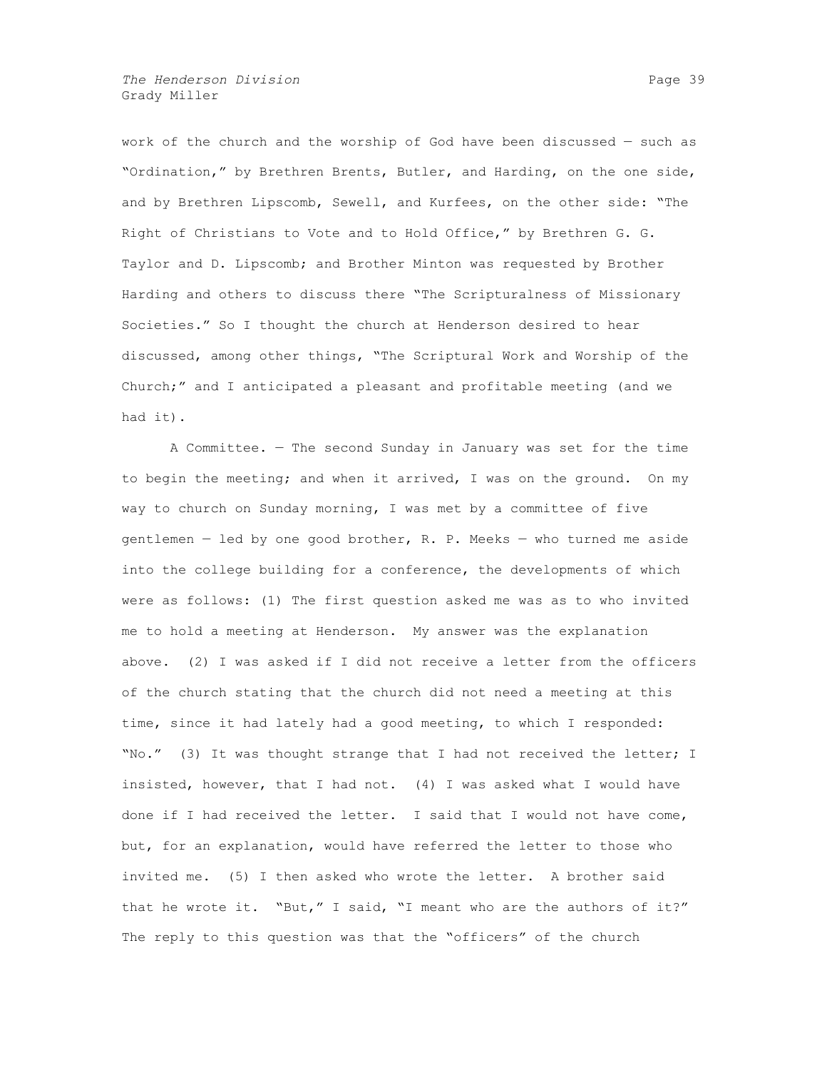work of the church and the worship of God have been discussed — such as "Ordination," by Brethren Brents, Butler, and Harding, on the one side, and by Brethren Lipscomb, Sewell, and Kurfees, on the other side: "The Right of Christians to Vote and to Hold Office," by Brethren G. G. Taylor and D. Lipscomb; and Brother Minton was requested by Brother Harding and others to discuss there "The Scripturalness of Missionary Societies." So I thought the church at Henderson desired to hear discussed, among other things, "The Scriptural Work and Worship of the Church;" and I anticipated a pleasant and profitable meeting (and we had it).

A Committee. — The second Sunday in January was set for the time to begin the meeting; and when it arrived, I was on the ground. On my way to church on Sunday morning, I was met by a committee of five gentlemen — led by one good brother, R. P. Meeks — who turned me aside into the college building for a conference, the developments of which were as follows: (1) The first question asked me was as to who invited me to hold a meeting at Henderson. My answer was the explanation above. (2) I was asked if I did not receive a letter from the officers of the church stating that the church did not need a meeting at this time, since it had lately had a good meeting, to which I responded: "No." (3) It was thought strange that I had not received the letter; I insisted, however, that I had not. (4) I was asked what I would have done if I had received the letter. I said that I would not have come, but, for an explanation, would have referred the letter to those who invited me. (5) I then asked who wrote the letter. A brother said that he wrote it. "But," I said, "I meant who are the authors of it?" The reply to this question was that the "officers" of the church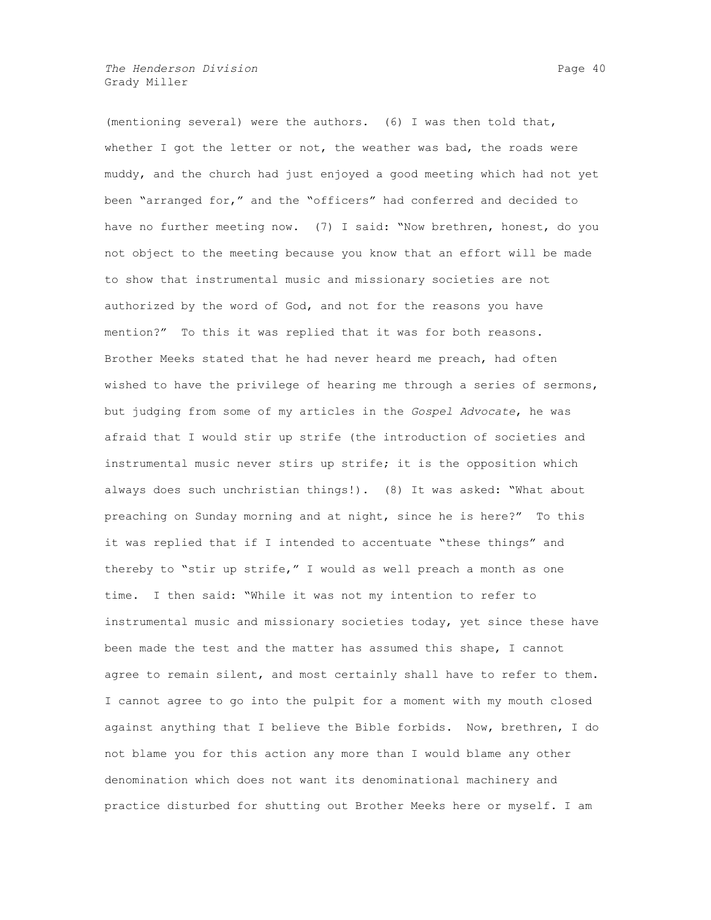(mentioning several) were the authors. (6) I was then told that, whether I got the letter or not, the weather was bad, the roads were muddy, and the church had just enjoyed a good meeting which had not yet been "arranged for," and the "officers" had conferred and decided to have no further meeting now. (7) I said: "Now brethren, honest, do you not object to the meeting because you know that an effort will be made to show that instrumental music and missionary societies are not authorized by the word of God, and not for the reasons you have mention?" To this it was replied that it was for both reasons. Brother Meeks stated that he had never heard me preach, had often wished to have the privilege of hearing me through a series of sermons, but judging from some of my articles in the *Gospel Advocate*, he was afraid that I would stir up strife (the introduction of societies and instrumental music never stirs up strife; it is the opposition which always does such unchristian things!). (8) It was asked: "What about preaching on Sunday morning and at night, since he is here?" To this it was replied that if I intended to accentuate "these things" and thereby to "stir up strife," I would as well preach a month as one time. I then said: "While it was not my intention to refer to instrumental music and missionary societies today, yet since these have been made the test and the matter has assumed this shape, I cannot agree to remain silent, and most certainly shall have to refer to them. I cannot agree to go into the pulpit for a moment with my mouth closed against anything that I believe the Bible forbids. Now, brethren, I do not blame you for this action any more than I would blame any other denomination which does not want its denominational machinery and practice disturbed for shutting out Brother Meeks here or myself. I am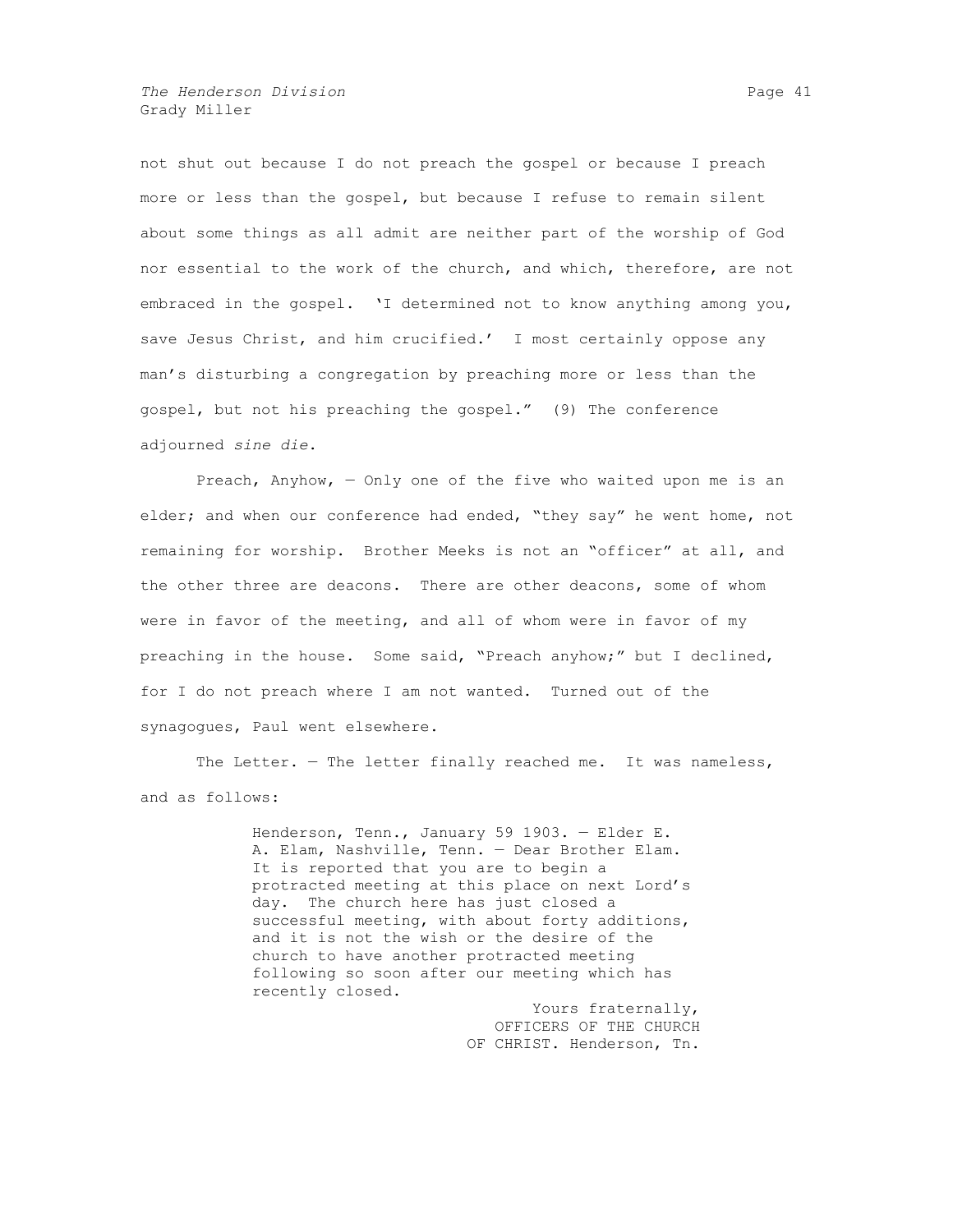not shut out because I do not preach the gospel or because I preach more or less than the gospel, but because I refuse to remain silent about some things as all admit are neither part of the worship of God nor essential to the work of the church, and which, therefore, are not embraced in the gospel. 'I determined not to know anything among you, save Jesus Christ, and him crucified.' I most certainly oppose any man's disturbing a congregation by preaching more or less than the gospel, but not his preaching the gospel." (9) The conference adjourned *sine die*.

Preach, Anyhow, — Only one of the five who waited upon me is an elder; and when our conference had ended, "they say" he went home, not remaining for worship. Brother Meeks is not an "officer" at all, and the other three are deacons. There are other deacons, some of whom were in favor of the meeting, and all of whom were in favor of my preaching in the house. Some said, "Preach anyhow;" but I declined, for I do not preach where I am not wanted. Turned out of the synagogues, Paul went elsewhere.

The Letter. — The letter finally reached me. It was nameless, and as follows:

> Henderson, Tenn., January 59 1903. — Elder E. A. Elam, Nashville, Tenn. — Dear Brother Elam. It is reported that you are to begin a protracted meeting at this place on next Lord's day. The church here has just closed a successful meeting, with about forty additions, and it is not the wish or the desire of the church to have another protracted meeting following so soon after our meeting which has recently closed.
>
> Yours fraternally,
> OFFICERS OF THE CHURCH
> OF CHRIST. Henderson, Tn.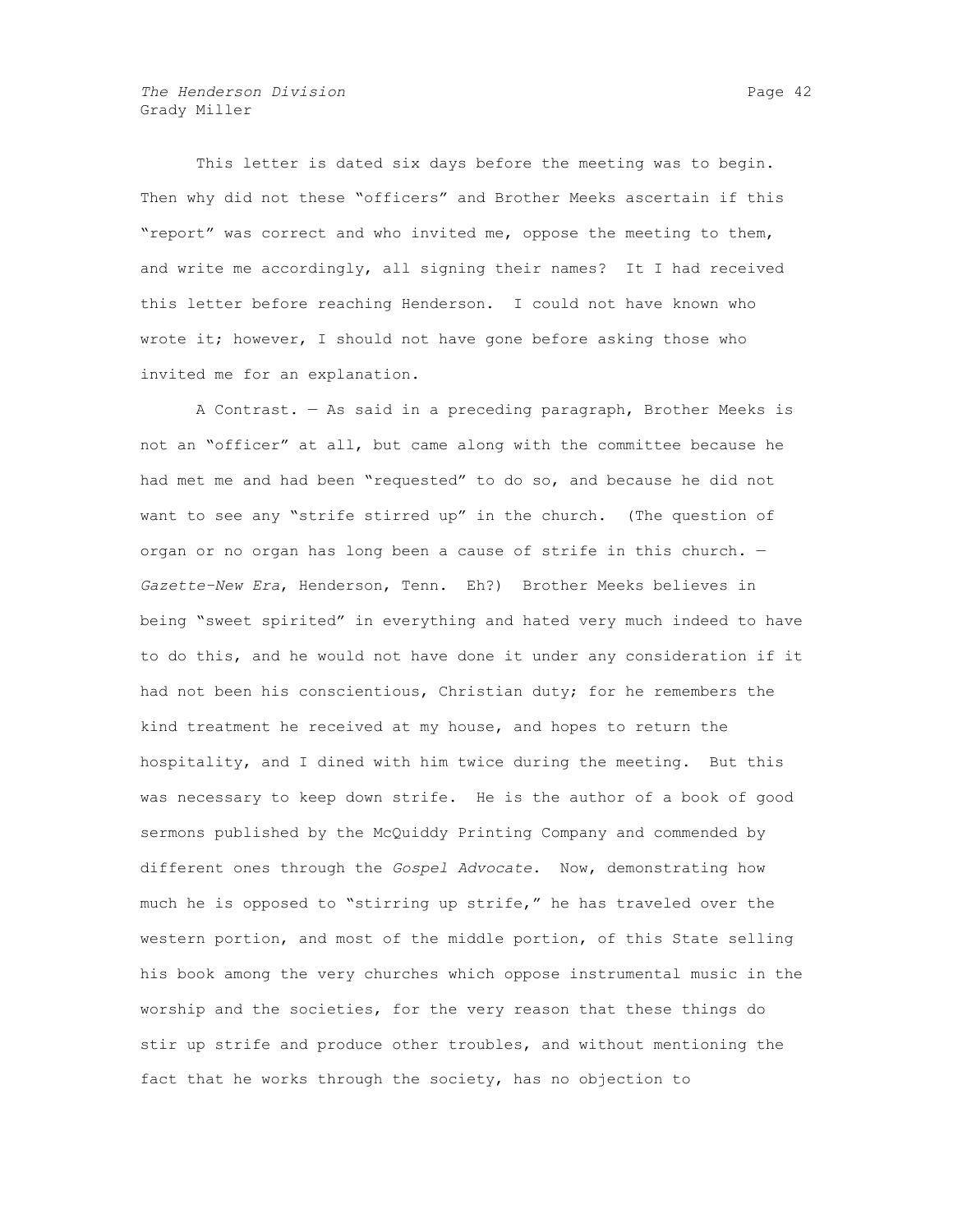This letter is dated six days before the meeting was to begin. Then why did not these "officers" and Brother Meeks ascertain if this "report" was correct and who invited me, oppose the meeting to them, and write me accordingly, all signing their names? It I had received this letter before reaching Henderson. I could not have known who wrote it; however, I should not have gone before asking those who invited me for an explanation.

A Contrast. — As said in a preceding paragraph, Brother Meeks is not an "officer" at all, but came along with the committee because he had met me and had been "requested" to do so, and because he did not want to see any "strife stirred up" in the church. (The question of organ or no organ has long been a cause of strife in this church. — *Gazette-New Era*, Henderson, Tenn. Eh?) Brother Meeks believes in being "sweet spirited" in everything and hated very much indeed to have to do this, and he would not have done it under any consideration if it had not been his conscientious, Christian duty; for he remembers the kind treatment he received at my house, and hopes to return the hospitality, and I dined with him twice during the meeting. But this was necessary to keep down strife. He is the author of a book of good sermons published by the McQuiddy Printing Company and commended by different ones through the *Gospel Advocate*. Now, demonstrating how much he is opposed to "stirring up strife," he has traveled over the western portion, and most of the middle portion, of this State selling his book among the very churches which oppose instrumental music in the worship and the societies, for the very reason that these things do stir up strife and produce other troubles, and without mentioning the fact that he works through the society, has no objection to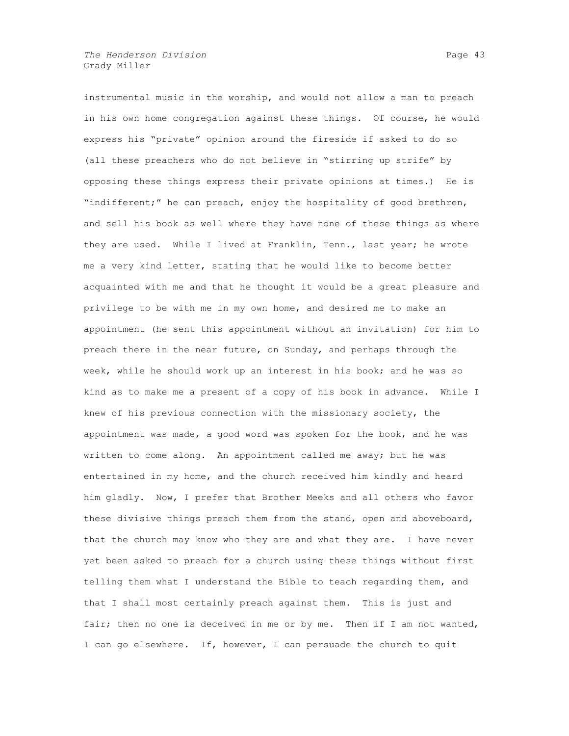instrumental music in the worship, and would not allow a man to preach in his own home congregation against these things. Of course, he would express his "private" opinion around the fireside if asked to do so (all these preachers who do not believe in "stirring up strife" by opposing these things express their private opinions at times.) He is "indifferent;" he can preach, enjoy the hospitality of good brethren, and sell his book as well where they have none of these things as where they are used. While I lived at Franklin, Tenn., last year; he wrote me a very kind letter, stating that he would like to become better acquainted with me and that he thought it would be a great pleasure and privilege to be with me in my own home, and desired me to make an appointment (he sent this appointment without an invitation) for him to preach there in the near future, on Sunday, and perhaps through the week, while he should work up an interest in his book; and he was so kind as to make me a present of a copy of his book in advance. While I knew of his previous connection with the missionary society, the appointment was made, a good word was spoken for the book, and he was written to come along. An appointment called me away; but he was entertained in my home, and the church received him kindly and heard him gladly. Now, I prefer that Brother Meeks and all others who favor these divisive things preach them from the stand, open and aboveboard, that the church may know who they are and what they are. I have never yet been asked to preach for a church using these things without first telling them what I understand the Bible to teach regarding them, and that I shall most certainly preach against them. This is just and fair; then no one is deceived in me or by me. Then if I am not wanted, I can go elsewhere. If, however, I can persuade the church to quit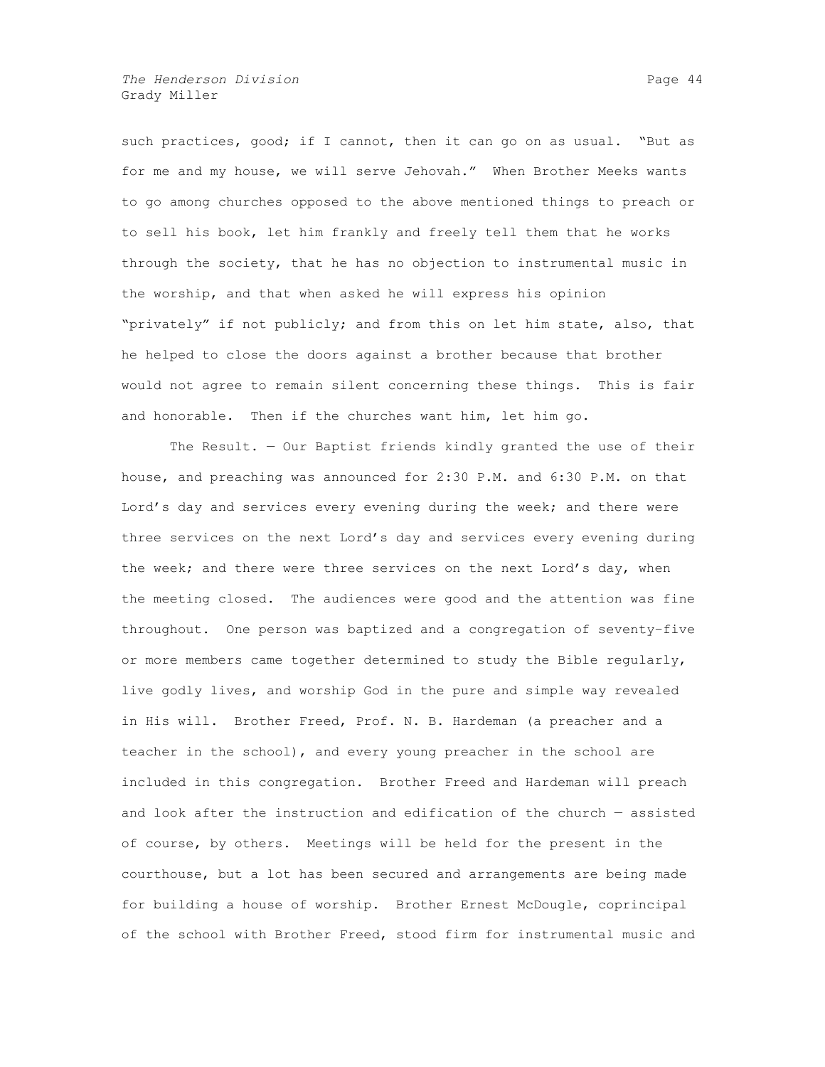such practices, good; if I cannot, then it can go on as usual. "But as for me and my house, we will serve Jehovah." When Brother Meeks wants to go among churches opposed to the above mentioned things to preach or to sell his book, let him frankly and freely tell them that he works through the society, that he has no objection to instrumental music in the worship, and that when asked he will express his opinion "privately" if not publicly; and from this on let him state, also, that he helped to close the doors against a brother because that brother would not agree to remain silent concerning these things. This is fair and honorable. Then if the churches want him, let him go.

The Result. — Our Baptist friends kindly granted the use of their house, and preaching was announced for 2:30 P.M. and 6:30 P.M. on that Lord's day and services every evening during the week; and there were three services on the next Lord's day and services every evening during the week; and there were three services on the next Lord's day, when the meeting closed. The audiences were good and the attention was fine throughout. One person was baptized and a congregation of seventy-five or more members came together determined to study the Bible regularly, live godly lives, and worship God in the pure and simple way revealed in His will. Brother Freed, Prof. N. B. Hardeman (a preacher and a teacher in the school), and every young preacher in the school are included in this congregation. Brother Freed and Hardeman will preach and look after the instruction and edification of the church — assisted of course, by others. Meetings will be held for the present in the courthouse, but a lot has been secured and arrangements are being made for building a house of worship. Brother Ernest McDougle, coprincipal of the school with Brother Freed, stood firm for instrumental music and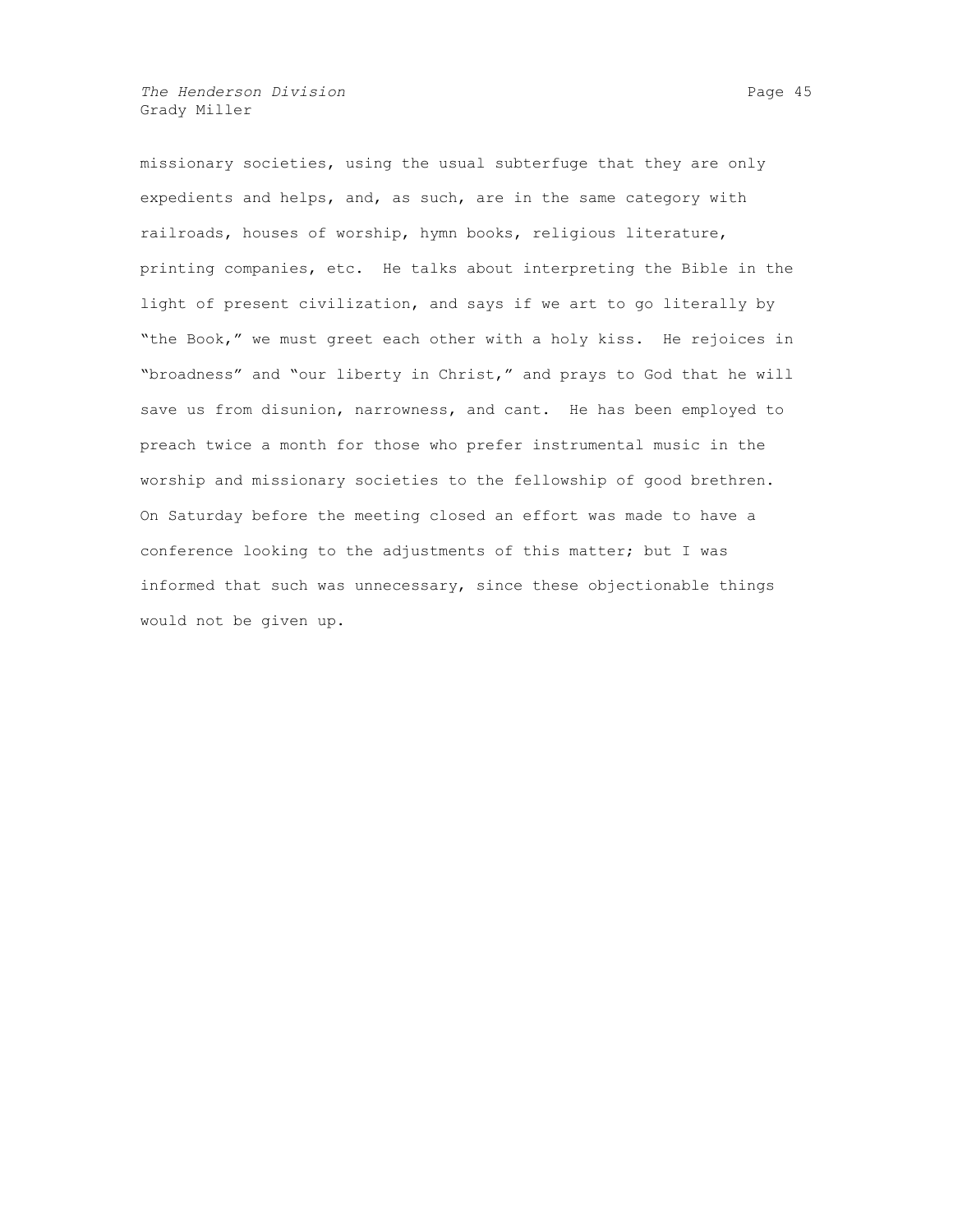missionary societies, using the usual subterfuge that they are only expedients and helps, and, as such, are in the same category with railroads, houses of worship, hymn books, religious literature, printing companies, etc. He talks about interpreting the Bible in the light of present civilization, and says if we art to go literally by "the Book," we must greet each other with a holy kiss. He rejoices in "broadness" and "our liberty in Christ," and prays to God that he will save us from disunion, narrowness, and cant. He has been employed to preach twice a month for those who prefer instrumental music in the worship and missionary societies to the fellowship of good brethren. On Saturday before the meeting closed an effort was made to have a conference looking to the adjustments of this matter; but I was informed that such was unnecessary, since these objectionable things would not be given up.